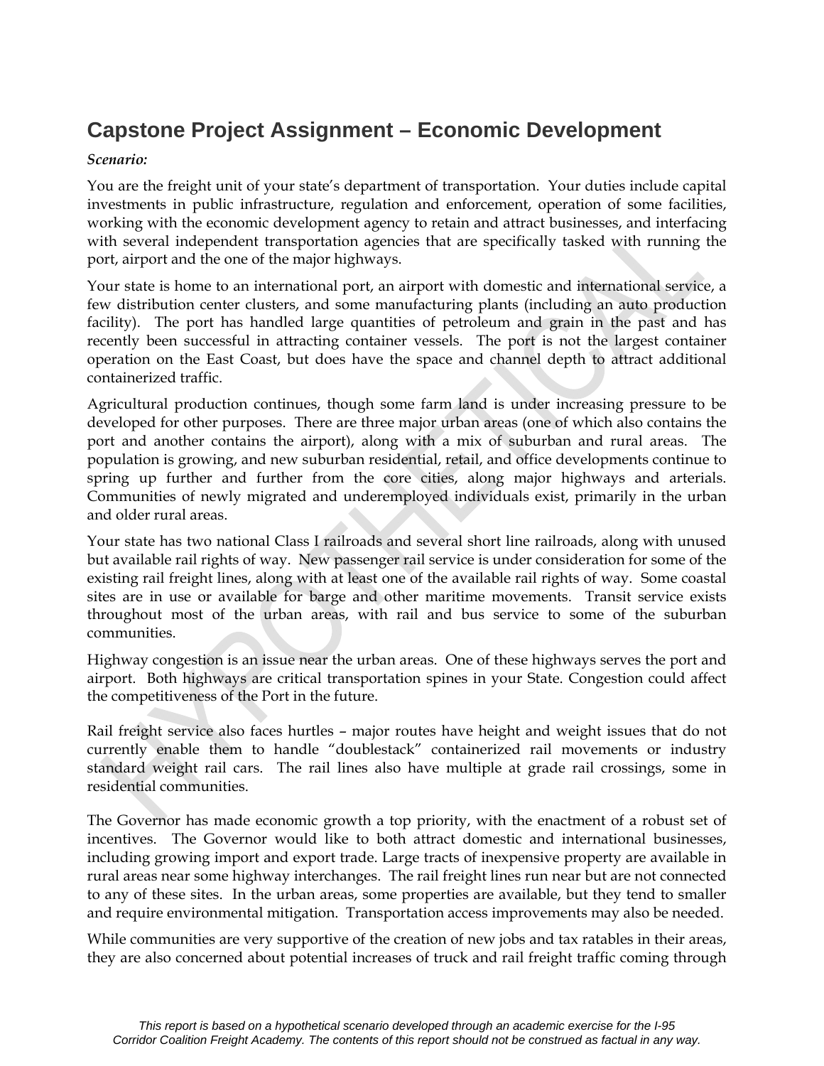# Capstone Project Assignment – Economic Development

*Scenario:*

You are the freight unit of your state's department of transportation. Your duties include capital investments in public infrastructure, regulation and enforcement, operation of some facilities, working with the economic development agency to retain and attract businesses, and interfacing with several independent transportation agencies that are specifically tasked with running the port, airport and the one of the major highways.

Your state is home to an international port, an airport with domestic and international service, a few distribution center clusters, and some manufacturing plants (including an auto production facility). The port has handled large quantities of petroleum and grain in the past and has recently been successful in attracting container vessels. The port is not the largest container operation on the East Coast, but does have the space and channel depth to attract additional containerized traffic.

Agricultural production continues, though some farm land is under increasing pressure to be developed for other purposes. There are three major urban areas (one of which also contains the port and another contains the airport), along with a mix of suburban and rural areas. The population is growing, and new suburban residential, retail, and office developments continue to spring up further and further from the core cities, along major highways and arterials. Communities of newly migrated and underemployed individuals exist, primarily in the urban and older rural areas.

Your state has two national Class I railroads and several short line railroads, along with unused but available rail rights of way. New passenger rail service is under consideration for some of the existing rail freight lines, along with at least one of the available rail rights of way. Some coastal sites are in use or available for barge and other maritime movements. Transit service exists throughout most of the urban areas, with rail and bus service to some of the suburban communities.

Highway congestion is an issue near the urban areas. One of these highways serves the port and airport. Both highways are critical transportation spines in your State. Congestion could affect the competitiveness of the Port in the future.

Rail freight service also faces hurtles – major routes have height and weight issues that do not currently enable them to handle "doublestack" containerized rail movements or industry standard weight rail cars. The rail lines also have multiple at grade rail crossings, some in residential communities.

The Governor has made economic growth a top priority, with the enactment of a robust set of incentives. The Governor would like to both attract domestic and international businesses, including growing import and export trade. Large tracts of inexpensive property are available in rural areas near some highway interchanges. The rail freight lines run near but are not connected to any of these sites. In the urban areas, some properties are available, but they tend to smaller and require environmental mitigation. Transportation access improvements may also be needed.

While communities are very supportive of the creation of new jobs and tax ratables in their areas, they are also concerned about potential increases of truck and rail freight traffic coming through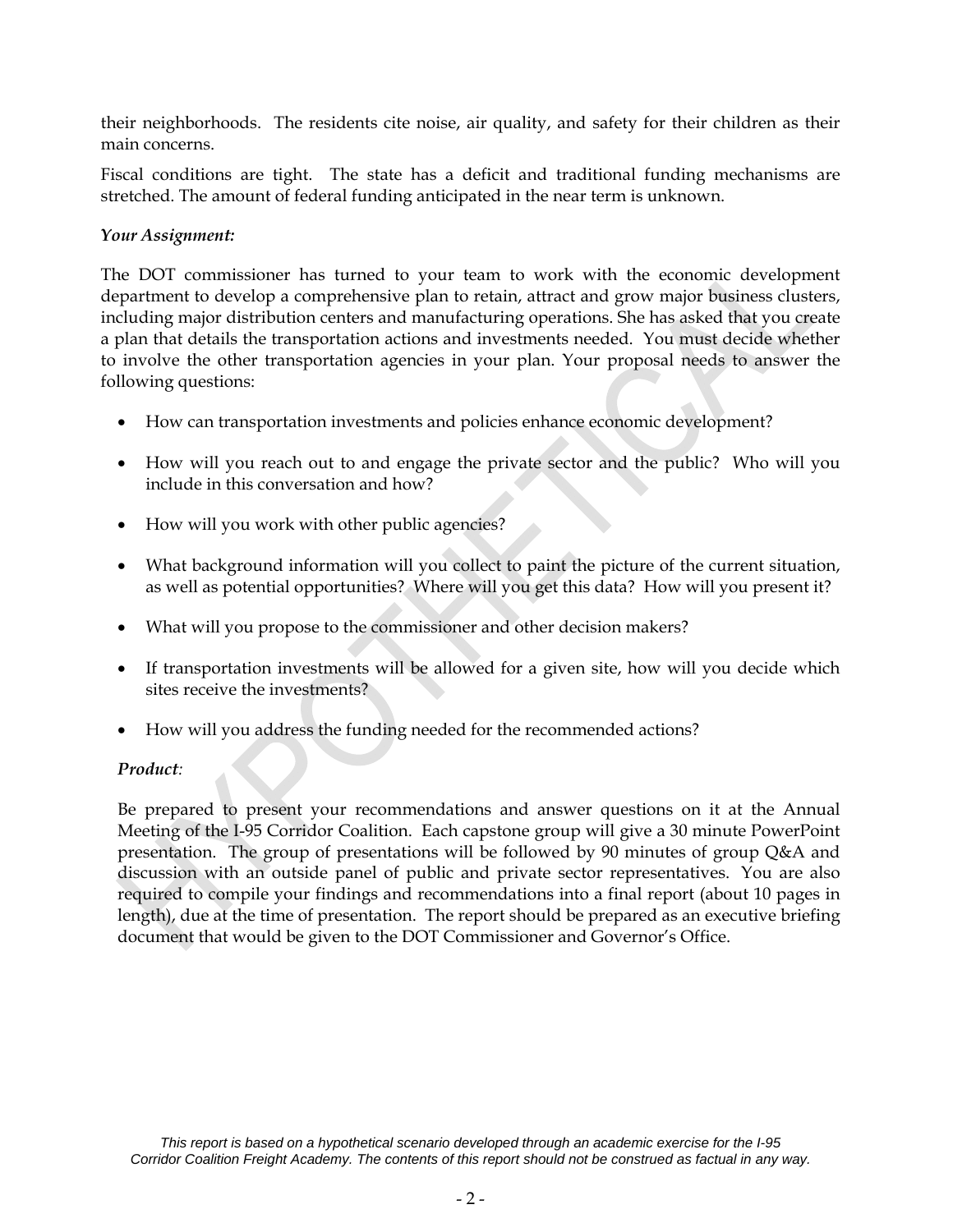their neighborhoods. The residents cite noise, air quality, and safety for their children as their main concerns.

Fiscal conditions are tight. The state has a deficit and traditional funding mechanisms are stretched. The amount of federal funding anticipated in the near term is unknown.

***Your Assignment:***

The DOT commissioner has turned to your team to work with the economic development department to develop a comprehensive plan to retain, attract and grow major business clusters, including major distribution centers and manufacturing operations. She has asked that you create a plan that details the transportation actions and investments needed. You must decide whether to involve the other transportation agencies in your plan. Your proposal needs to answer the following questions:

- How can transportation investments and policies enhance economic development?
- How will you reach out to and engage the private sector and the public? Who will you include in this conversation and how?
- How will you work with other public agencies?
- What background information will you collect to paint the picture of the current situation, as well as potential opportunities? Where will you get this data? How will you present it?
- What will you propose to the commissioner and other decision makers?
- If transportation investments will be allowed for a given site, how will you decide which sites receive the investments?
- How will you address the funding needed for the recommended actions?

***Product****:*

Be prepared to present your recommendations and answer questions on it at the Annual Meeting of the I-95 Corridor Coalition. Each capstone group will give a 30 minute PowerPoint presentation. The group of presentations will be followed by 90 minutes of group Q&A and discussion with an outside panel of public and private sector representatives. You are also required to compile your findings and recommendations into a final report (about 10 pages in length), due at the time of presentation. The report should be prepared as an executive briefing document that would be given to the DOT Commissioner and Governor's Office.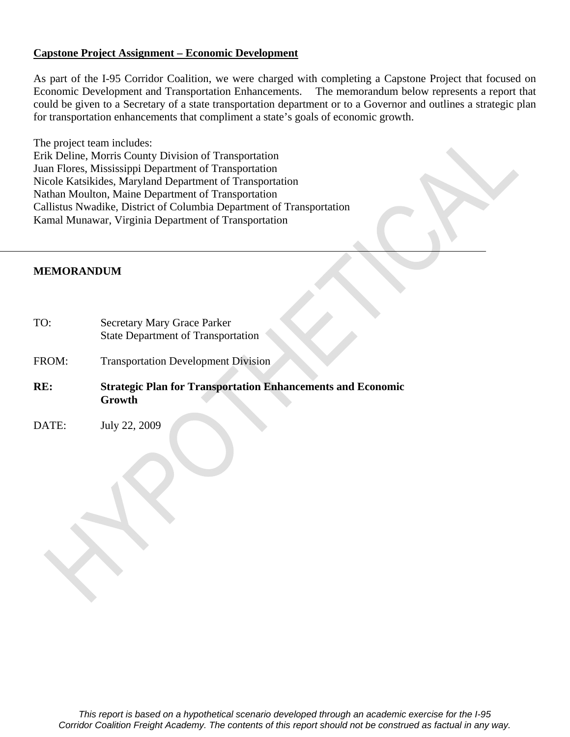**<u>Capstone Project Assignment – Economic Development</u>**

As part of the I-95 Corridor Coalition, we were charged with completing a Capstone Project that focused on Economic Development and Transportation Enhancements. The memorandum below represents a report that could be given to a Secretary of a state transportation department or to a Governor and outlines a strategic plan for transportation enhancements that compliment a state's goals of economic growth.

The project team includes:
Erik Deline, Morris County Division of Transportation
Juan Flores, Mississippi Department of Transportation
Nicole Katsikides, Maryland Department of Transportation
Nathan Moulton, Maine Department of Transportation
Callistus Nwadike, District of Columbia Department of Transportation
Kamal Munawar, Virginia Department of Transportation

---

**MEMORANDUM**

TO: Secretary Mary Grace Parker
State Department of Transportation

FROM: Transportation Development Division

**RE: Strategic Plan for Transportation Enhancements and Economic Growth**

DATE: July 22, 2009

*This report is based on a hypothetical scenario developed through an academic exercise for the I-95 Corridor Coalition Freight Academy. The contents of this report should not be construed as factual in any way.*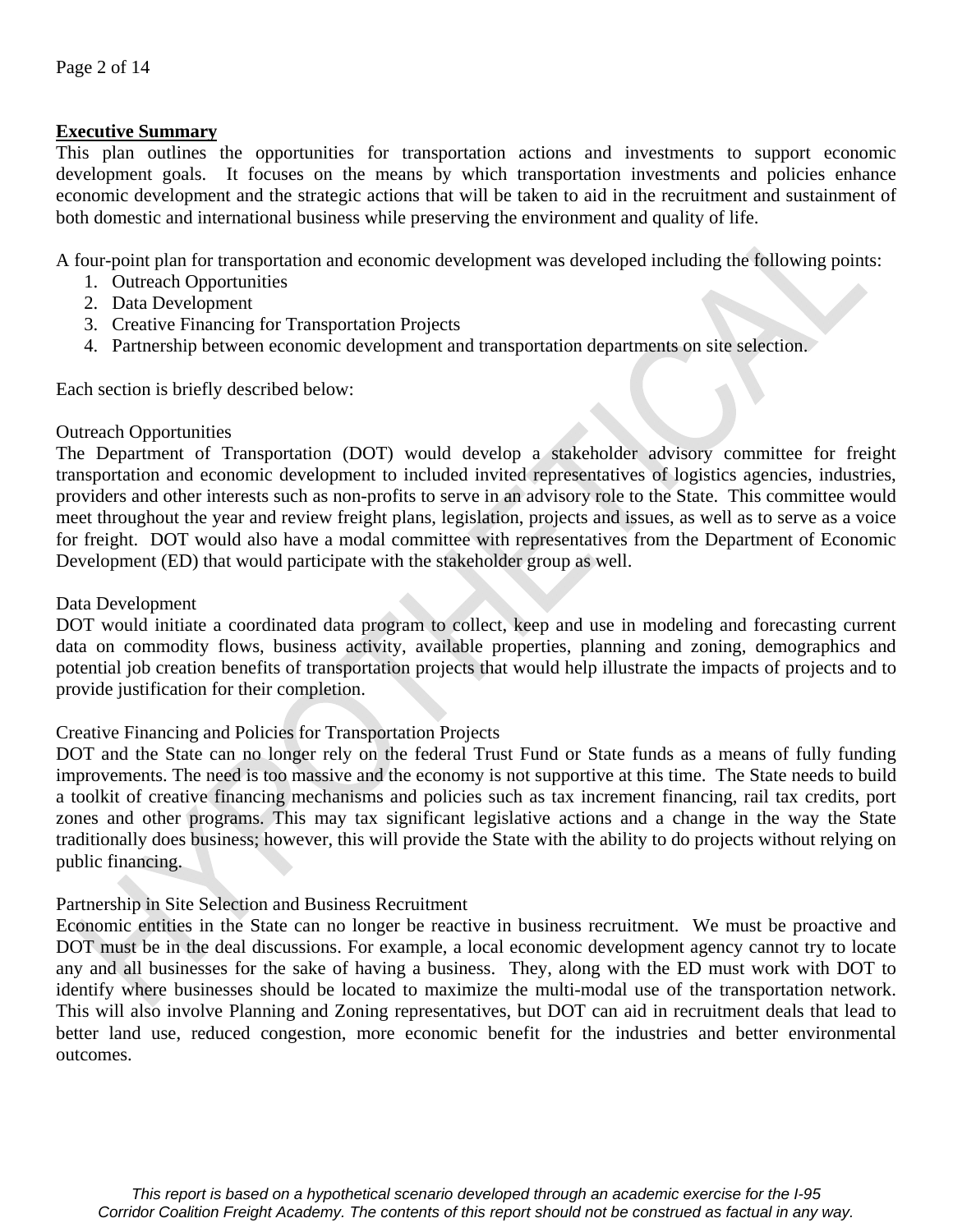## Executive Summary

This plan outlines the opportunities for transportation actions and investments to support economic development goals. It focuses on the means by which transportation investments and policies enhance economic development and the strategic actions that will be taken to aid in the recruitment and sustainment of both domestic and international business while preserving the environment and quality of life.

A four-point plan for transportation and economic development was developed including the following points:

1. Outreach Opportunities
2. Data Development
3. Creative Financing for Transportation Projects
4. Partnership between economic development and transportation departments on site selection.

Each section is briefly described below:

Outreach Opportunities

The Department of Transportation (DOT) would develop a stakeholder advisory committee for freight transportation and economic development to included invited representatives of logistics agencies, industries, providers and other interests such as non-profits to serve in an advisory role to the State. This committee would meet throughout the year and review freight plans, legislation, projects and issues, as well as to serve as a voice for freight. DOT would also have a modal committee with representatives from the Department of Economic Development (ED) that would participate with the stakeholder group as well.

Data Development

DOT would initiate a coordinated data program to collect, keep and use in modeling and forecasting current data on commodity flows, business activity, available properties, planning and zoning, demographics and potential job creation benefits of transportation projects that would help illustrate the impacts of projects and to provide justification for their completion.

Creative Financing and Policies for Transportation Projects

DOT and the State can no longer rely on the federal Trust Fund or State funds as a means of fully funding improvements. The need is too massive and the economy is not supportive at this time. The State needs to build a toolkit of creative financing mechanisms and policies such as tax increment financing, rail tax credits, port zones and other programs. This may tax significant legislative actions and a change in the way the State traditionally does business; however, this will provide the State with the ability to do projects without relying on public financing.

Partnership in Site Selection and Business Recruitment

Economic entities in the State can no longer be reactive in business recruitment. We must be proactive and DOT must be in the deal discussions. For example, a local economic development agency cannot try to locate any and all businesses for the sake of having a business. They, along with the ED must work with DOT to identify where businesses should be located to maximize the multi-modal use of the transportation network. This will also involve Planning and Zoning representatives, but DOT can aid in recruitment deals that lead to better land use, reduced congestion, more economic benefit for the industries and better environmental outcomes.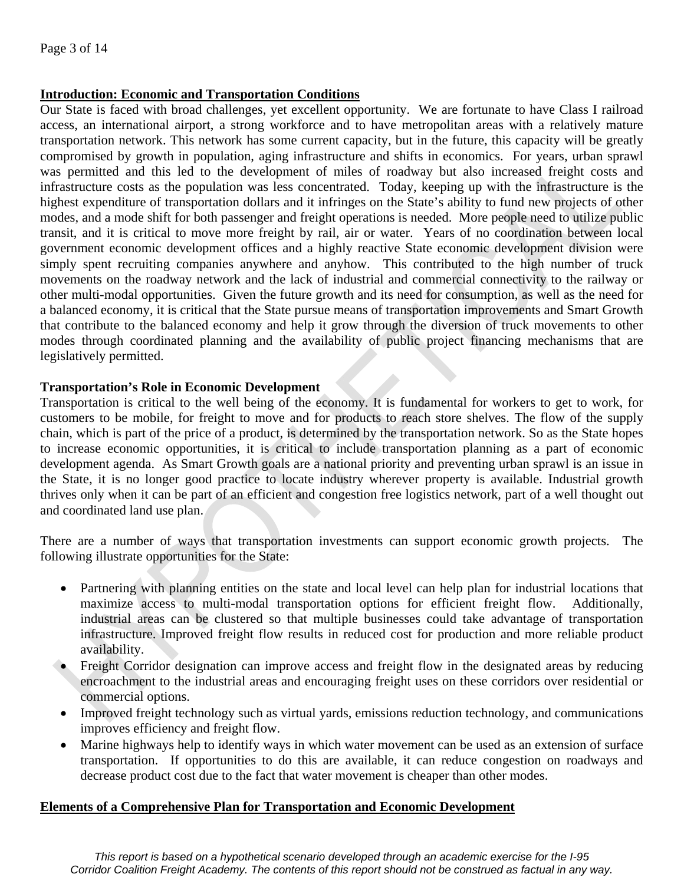## Introduction: Economic and Transportation Conditions

Our State is faced with broad challenges, yet excellent opportunity. We are fortunate to have Class I railroad access, an international airport, a strong workforce and to have metropolitan areas with a relatively mature transportation network. This network has some current capacity, but in the future, this capacity will be greatly compromised by growth in population, aging infrastructure and shifts in economics. For years, urban sprawl was permitted and this led to the development of miles of roadway but also increased freight costs and infrastructure costs as the population was less concentrated. Today, keeping up with the infrastructure is the highest expenditure of transportation dollars and it infringes on the State's ability to fund new projects of other modes, and a mode shift for both passenger and freight operations is needed. More people need to utilize public transit, and it is critical to move more freight by rail, air or water. Years of no coordination between local government economic development offices and a highly reactive State economic development division were simply spent recruiting companies anywhere and anyhow. This contributed to the high number of truck movements on the roadway network and the lack of industrial and commercial connectivity to the railway or other multi-modal opportunities. Given the future growth and its need for consumption, as well as the need for a balanced economy, it is critical that the State pursue means of transportation improvements and Smart Growth that contribute to the balanced economy and help it grow through the diversion of truck movements to other modes through coordinated planning and the availability of public project financing mechanisms that are legislatively permitted.

### Transportation's Role in Economic Development

Transportation is critical to the well being of the economy. It is fundamental for workers to get to work, for customers to be mobile, for freight to move and for products to reach store shelves. The flow of the supply chain, which is part of the price of a product, is determined by the transportation network. So as the State hopes to increase economic opportunities, it is critical to include transportation planning as a part of economic development agenda. As Smart Growth goals are a national priority and preventing urban sprawl is an issue in the State, it is no longer good practice to locate industry wherever property is available. Industrial growth thrives only when it can be part of an efficient and congestion free logistics network, part of a well thought out and coordinated land use plan.

There are a number of ways that transportation investments can support economic growth projects. The following illustrate opportunities for the State:

- Partnering with planning entities on the state and local level can help plan for industrial locations that maximize access to multi-modal transportation options for efficient freight flow. Additionally, industrial areas can be clustered so that multiple businesses could take advantage of transportation infrastructure. Improved freight flow results in reduced cost for production and more reliable product availability.
- Freight Corridor designation can improve access and freight flow in the designated areas by reducing encroachment to the industrial areas and encouraging freight uses on these corridors over residential or commercial options.
- Improved freight technology such as virtual yards, emissions reduction technology, and communications improves efficiency and freight flow.
- Marine highways help to identify ways in which water movement can be used as an extension of surface transportation. If opportunities to do this are available, it can reduce congestion on roadways and decrease product cost due to the fact that water movement is cheaper than other modes.

## Elements of a Comprehensive Plan for Transportation and Economic Development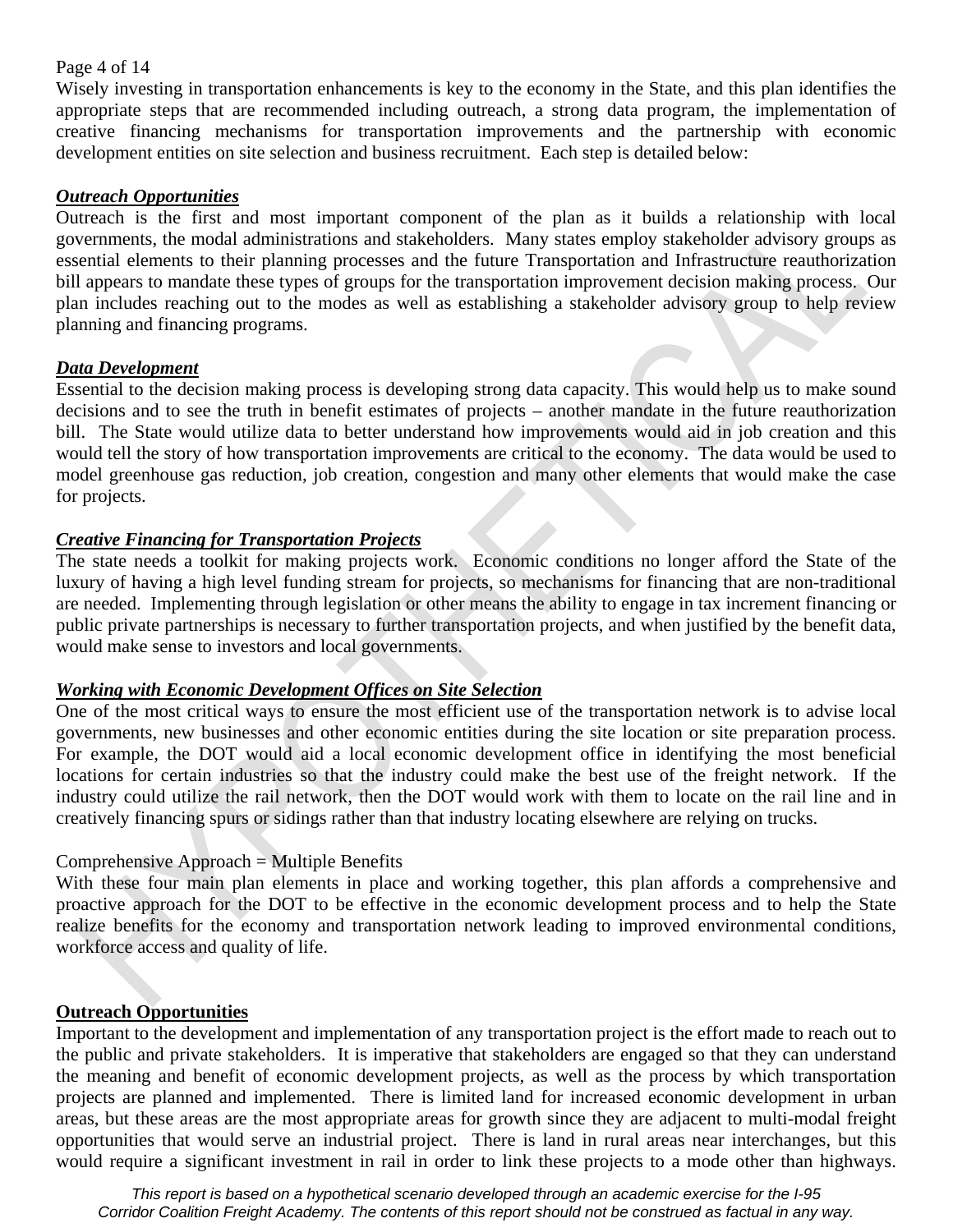Wisely investing in transportation enhancements is key to the economy in the State, and this plan identifies the appropriate steps that are recommended including outreach, a strong data program, the implementation of creative financing mechanisms for transportation improvements and the partnership with economic development entities on site selection and business recruitment. Each step is detailed below:

***Outreach Opportunities***

Outreach is the first and most important component of the plan as it builds a relationship with local governments, the modal administrations and stakeholders. Many states employ stakeholder advisory groups as essential elements to their planning processes and the future Transportation and Infrastructure reauthorization bill appears to mandate these types of groups for the transportation improvement decision making process. Our plan includes reaching out to the modes as well as establishing a stakeholder advisory group to help review planning and financing programs.

***Data Development***

Essential to the decision making process is developing strong data capacity. This would help us to make sound decisions and to see the truth in benefit estimates of projects – another mandate in the future reauthorization bill. The State would utilize data to better understand how improvements would aid in job creation and this would tell the story of how transportation improvements are critical to the economy. The data would be used to model greenhouse gas reduction, job creation, congestion and many other elements that would make the case for projects.

***Creative Financing for Transportation Projects***

The state needs a toolkit for making projects work. Economic conditions no longer afford the State of the luxury of having a high level funding stream for projects, so mechanisms for financing that are non-traditional are needed. Implementing through legislation or other means the ability to engage in tax increment financing or public private partnerships is necessary to further transportation projects, and when justified by the benefit data, would make sense to investors and local governments.

***Working with Economic Development Offices on Site Selection***

One of the most critical ways to ensure the most efficient use of the transportation network is to advise local governments, new businesses and other economic entities during the site location or site preparation process. For example, the DOT would aid a local economic development office in identifying the most beneficial locations for certain industries so that the industry could make the best use of the freight network. If the industry could utilize the rail network, then the DOT would work with them to locate on the rail line and in creatively financing spurs or sidings rather than that industry locating elsewhere are relying on trucks.

Comprehensive Approach = Multiple Benefits

With these four main plan elements in place and working together, this plan affords a comprehensive and proactive approach for the DOT to be effective in the economic development process and to help the State realize benefits for the economy and transportation network leading to improved environmental conditions, workforce access and quality of life.

**Outreach Opportunities**

Important to the development and implementation of any transportation project is the effort made to reach out to the public and private stakeholders. It is imperative that stakeholders are engaged so that they can understand the meaning and benefit of economic development projects, as well as the process by which transportation projects are planned and implemented. There is limited land for increased economic development in urban areas, but these areas are the most appropriate areas for growth since they are adjacent to multi-modal freight opportunities that would serve an industrial project. There is land in rural areas near interchanges, but this would require a significant investment in rail in order to link these projects to a mode other than highways.

*This report is based on a hypothetical scenario developed through an academic exercise for the I-95 Corridor Coalition Freight Academy. The contents of this report should not be construed as factual in any way.*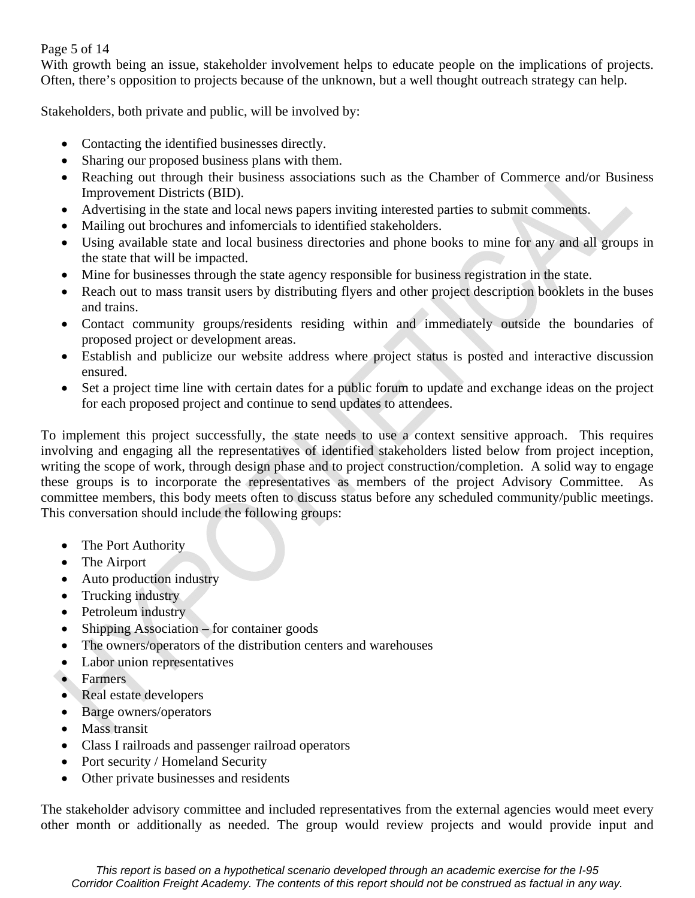With growth being an issue, stakeholder involvement helps to educate people on the implications of projects. Often, there's opposition to projects because of the unknown, but a well thought outreach strategy can help.

Stakeholders, both private and public, will be involved by:

- Contacting the identified businesses directly.
- Sharing our proposed business plans with them.
- Reaching out through their business associations such as the Chamber of Commerce and/or Business Improvement Districts (BID).
- Advertising in the state and local news papers inviting interested parties to submit comments.
- Mailing out brochures and infomercials to identified stakeholders.
- Using available state and local business directories and phone books to mine for any and all groups in the state that will be impacted.
- Mine for businesses through the state agency responsible for business registration in the state.
- Reach out to mass transit users by distributing flyers and other project description booklets in the buses and trains.
- Contact community groups/residents residing within and immediately outside the boundaries of proposed project or development areas.
- Establish and publicize our website address where project status is posted and interactive discussion ensured.
- Set a project time line with certain dates for a public forum to update and exchange ideas on the project for each proposed project and continue to send updates to attendees.

To implement this project successfully, the state needs to use a context sensitive approach. This requires involving and engaging all the representatives of identified stakeholders listed below from project inception, writing the scope of work, through design phase and to project construction/completion. A solid way to engage these groups is to incorporate the representatives as members of the project Advisory Committee. As committee members, this body meets often to discuss status before any scheduled community/public meetings. This conversation should include the following groups:

- The Port Authority
- The Airport
- Auto production industry
- Trucking industry
- Petroleum industry
- Shipping Association – for container goods
- The owners/operators of the distribution centers and warehouses
- Labor union representatives
- Farmers
- Real estate developers
- Barge owners/operators
- Mass transit
- Class I railroads and passenger railroad operators
- Port security / Homeland Security
- Other private businesses and residents

The stakeholder advisory committee and included representatives from the external agencies would meet every other month or additionally as needed. The group would review projects and would provide input and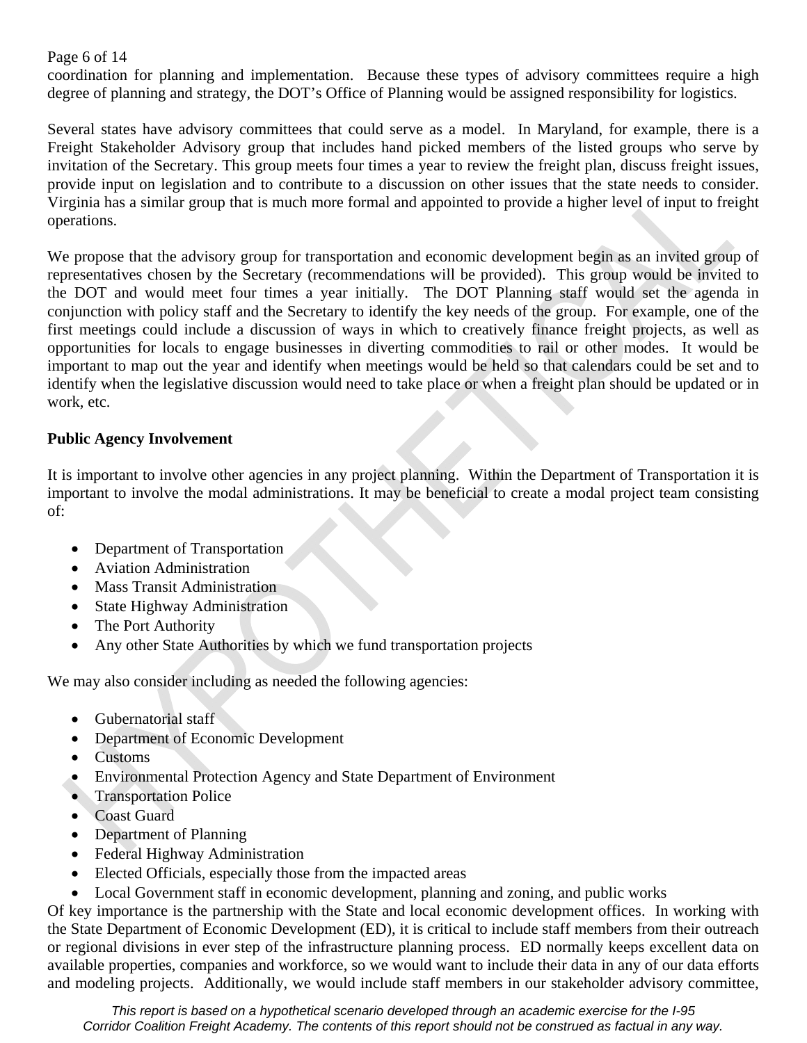coordination for planning and implementation. Because these types of advisory committees require a high degree of planning and strategy, the DOT's Office of Planning would be assigned responsibility for logistics.

Several states have advisory committees that could serve as a model. In Maryland, for example, there is a Freight Stakeholder Advisory group that includes hand picked members of the listed groups who serve by invitation of the Secretary. This group meets four times a year to review the freight plan, discuss freight issues, provide input on legislation and to contribute to a discussion on other issues that the state needs to consider. Virginia has a similar group that is much more formal and appointed to provide a higher level of input to freight operations.

We propose that the advisory group for transportation and economic development begin as an invited group of representatives chosen by the Secretary (recommendations will be provided). This group would be invited to the DOT and would meet four times a year initially. The DOT Planning staff would set the agenda in conjunction with policy staff and the Secretary to identify the key needs of the group. For example, one of the first meetings could include a discussion of ways in which to creatively finance freight projects, as well as opportunities for locals to engage businesses in diverting commodities to rail or other modes. It would be important to map out the year and identify when meetings would be held so that calendars could be set and to identify when the legislative discussion would need to take place or when a freight plan should be updated or in work, etc.

**Public Agency Involvement**

It is important to involve other agencies in any project planning. Within the Department of Transportation it is important to involve the modal administrations. It may be beneficial to create a modal project team consisting of:

- Department of Transportation
- Aviation Administration
- Mass Transit Administration
- State Highway Administration
- The Port Authority
- Any other State Authorities by which we fund transportation projects

We may also consider including as needed the following agencies:

- Gubernatorial staff
- Department of Economic Development
- Customs
- Environmental Protection Agency and State Department of Environment
- Transportation Police
- Coast Guard
- Department of Planning
- Federal Highway Administration
- Elected Officials, especially those from the impacted areas
- Local Government staff in economic development, planning and zoning, and public works

Of key importance is the partnership with the State and local economic development offices. In working with the State Department of Economic Development (ED), it is critical to include staff members from their outreach or regional divisions in ever step of the infrastructure planning process. ED normally keeps excellent data on available properties, companies and workforce, so we would want to include their data in any of our data efforts and modeling projects. Additionally, we would include staff members in our stakeholder advisory committee,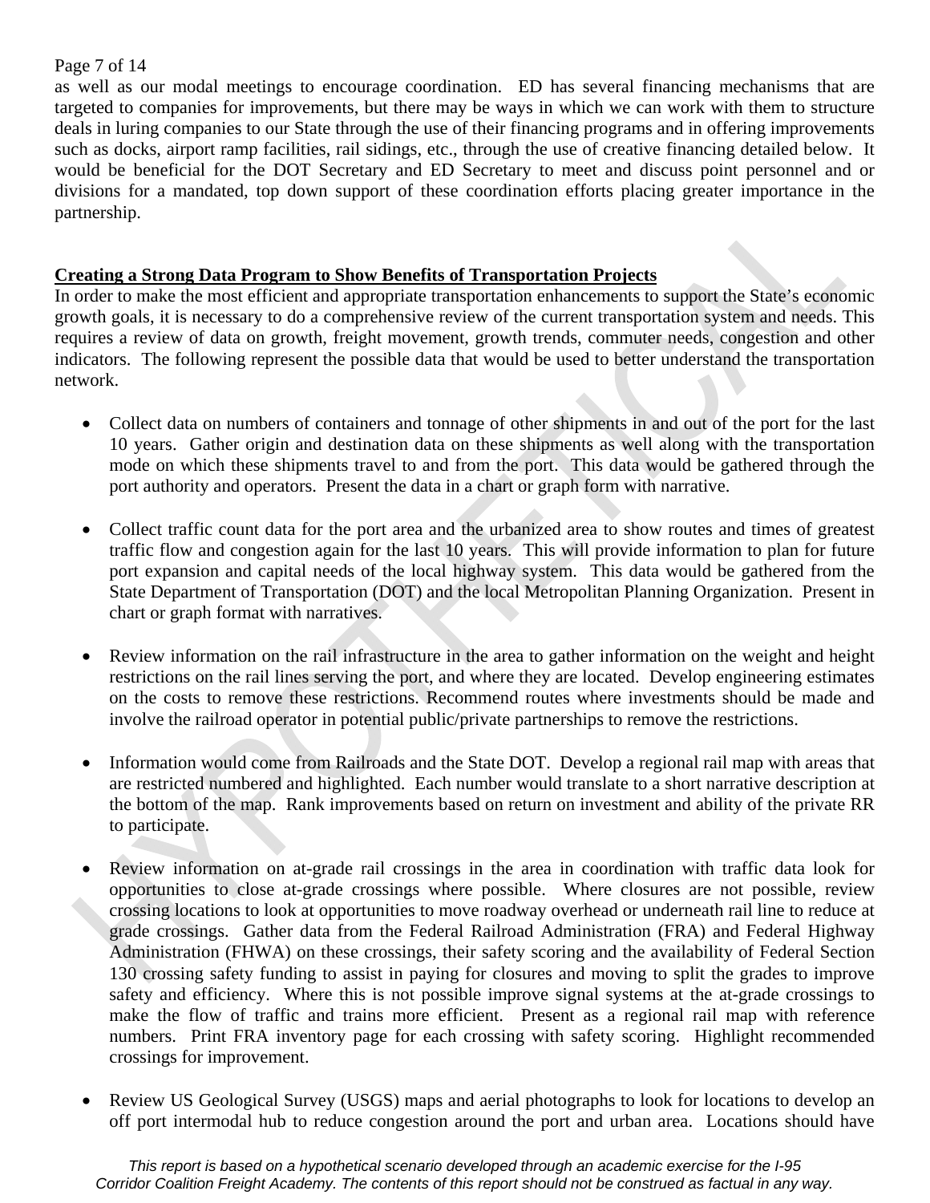as well as our modal meetings to encourage coordination. ED has several financing mechanisms that are targeted to companies for improvements, but there may be ways in which we can work with them to structure deals in luring companies to our State through the use of their financing programs and in offering improvements such as docks, airport ramp facilities, rail sidings, etc., through the use of creative financing detailed below. It would be beneficial for the DOT Secretary and ED Secretary to meet and discuss point personnel and or divisions for a mandated, top down support of these coordination efforts placing greater importance in the partnership.

**Creating a Strong Data Program to Show Benefits of Transportation Projects**

In order to make the most efficient and appropriate transportation enhancements to support the State's economic growth goals, it is necessary to do a comprehensive review of the current transportation system and needs. This requires a review of data on growth, freight movement, growth trends, commuter needs, congestion and other indicators. The following represent the possible data that would be used to better understand the transportation network.

- Collect data on numbers of containers and tonnage of other shipments in and out of the port for the last 10 years. Gather origin and destination data on these shipments as well along with the transportation mode on which these shipments travel to and from the port. This data would be gathered through the port authority and operators. Present the data in a chart or graph form with narrative.

- Collect traffic count data for the port area and the urbanized area to show routes and times of greatest traffic flow and congestion again for the last 10 years. This will provide information to plan for future port expansion and capital needs of the local highway system. This data would be gathered from the State Department of Transportation (DOT) and the local Metropolitan Planning Organization. Present in chart or graph format with narratives.

- Review information on the rail infrastructure in the area to gather information on the weight and height restrictions on the rail lines serving the port, and where they are located. Develop engineering estimates on the costs to remove these restrictions. Recommend routes where investments should be made and involve the railroad operator in potential public/private partnerships to remove the restrictions.

- Information would come from Railroads and the State DOT. Develop a regional rail map with areas that are restricted numbered and highlighted. Each number would translate to a short narrative description at the bottom of the map. Rank improvements based on return on investment and ability of the private RR to participate.

- Review information on at-grade rail crossings in the area in coordination with traffic data look for opportunities to close at-grade crossings where possible. Where closures are not possible, review crossing locations to look at opportunities to move roadway overhead or underneath rail line to reduce at grade crossings. Gather data from the Federal Railroad Administration (FRA) and Federal Highway Administration (FHWA) on these crossings, their safety scoring and the availability of Federal Section 130 crossing safety funding to assist in paying for closures and moving to split the grades to improve safety and efficiency. Where this is not possible improve signal systems at the at-grade crossings to make the flow of traffic and trains more efficient. Present as a regional rail map with reference numbers. Print FRA inventory page for each crossing with safety scoring. Highlight recommended crossings for improvement.

- Review US Geological Survey (USGS) maps and aerial photographs to look for locations to develop an off port intermodal hub to reduce congestion around the port and urban area. Locations should have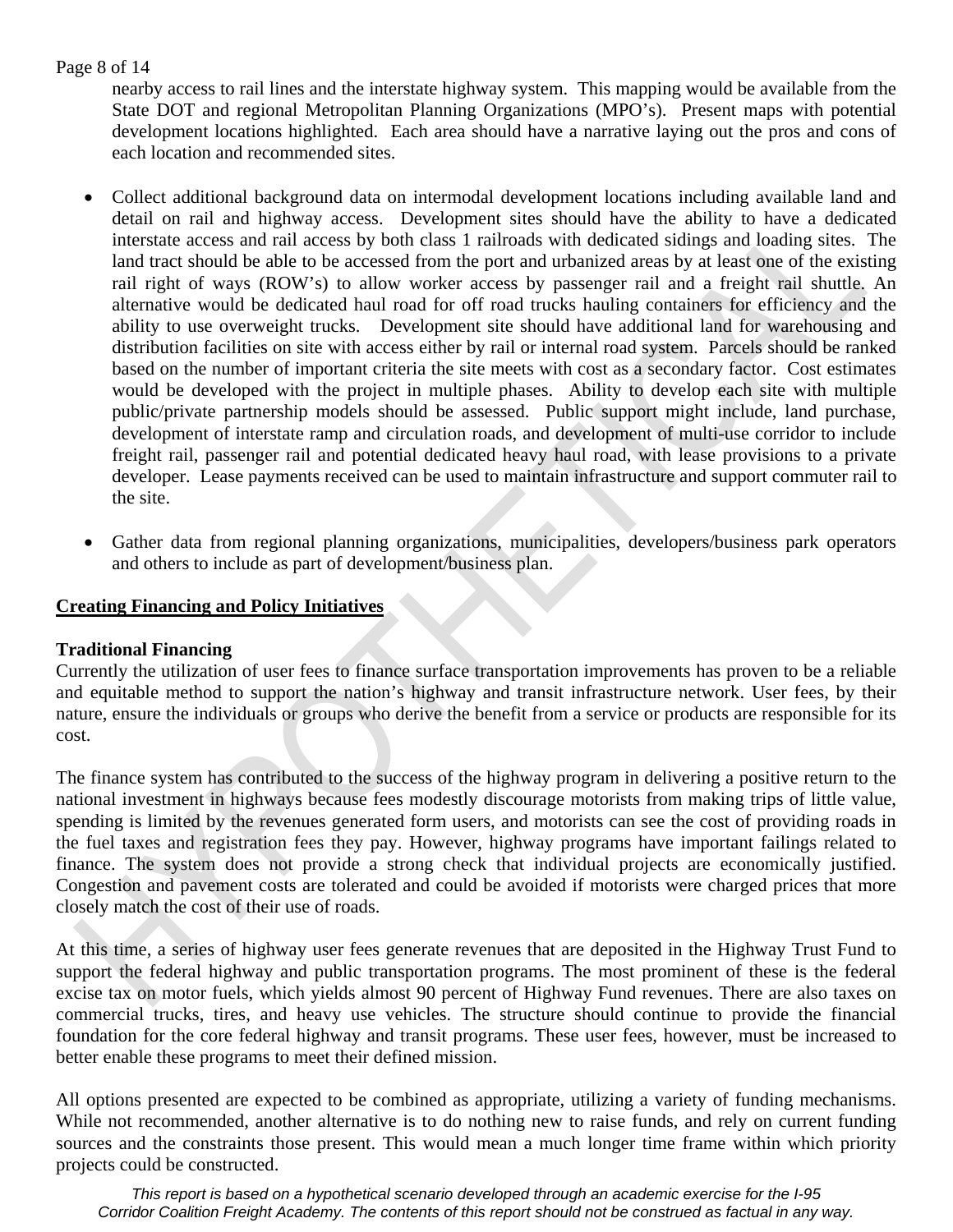nearby access to rail lines and the interstate highway system. This mapping would be available from the State DOT and regional Metropolitan Planning Organizations (MPO's). Present maps with potential development locations highlighted. Each area should have a narrative laying out the pros and cons of each location and recommended sites.

- Collect additional background data on intermodal development locations including available land and detail on rail and highway access. Development sites should have the ability to have a dedicated interstate access and rail access by both class 1 railroads with dedicated sidings and loading sites. The land tract should be able to be accessed from the port and urbanized areas by at least one of the existing rail right of ways (ROW's) to allow worker access by passenger rail and a freight rail shuttle. An alternative would be dedicated haul road for off road trucks hauling containers for efficiency and the ability to use overweight trucks. Development site should have additional land for warehousing and distribution facilities on site with access either by rail or internal road system. Parcels should be ranked based on the number of important criteria the site meets with cost as a secondary factor. Cost estimates would be developed with the project in multiple phases. Ability to develop each site with multiple public/private partnership models should be assessed. Public support might include, land purchase, development of interstate ramp and circulation roads, and development of multi-use corridor to include freight rail, passenger rail and potential dedicated heavy haul road, with lease provisions to a private developer. Lease payments received can be used to maintain infrastructure and support commuter rail to the site.

- Gather data from regional planning organizations, municipalities, developers/business park operators and others to include as part of development/business plan.

## Creating Financing and Policy Initiatives

### Traditional Financing

Currently the utilization of user fees to finance surface transportation improvements has proven to be a reliable and equitable method to support the nation's highway and transit infrastructure network. User fees, by their nature, ensure the individuals or groups who derive the benefit from a service or products are responsible for its cost.

The finance system has contributed to the success of the highway program in delivering a positive return to the national investment in highways because fees modestly discourage motorists from making trips of little value, spending is limited by the revenues generated form users, and motorists can see the cost of providing roads in the fuel taxes and registration fees they pay. However, highway programs have important failings related to finance. The system does not provide a strong check that individual projects are economically justified. Congestion and pavement costs are tolerated and could be avoided if motorists were charged prices that more closely match the cost of their use of roads.

At this time, a series of highway user fees generate revenues that are deposited in the Highway Trust Fund to support the federal highway and public transportation programs. The most prominent of these is the federal excise tax on motor fuels, which yields almost 90 percent of Highway Fund revenues. There are also taxes on commercial trucks, tires, and heavy use vehicles. The structure should continue to provide the financial foundation for the core federal highway and transit programs. These user fees, however, must be increased to better enable these programs to meet their defined mission.

All options presented are expected to be combined as appropriate, utilizing a variety of funding mechanisms. While not recommended, another alternative is to do nothing new to raise funds, and rely on current funding sources and the constraints those present. This would mean a much longer time frame within which priority projects could be constructed.

*This report is based on a hypothetical scenario developed through an academic exercise for the I-95 Corridor Coalition Freight Academy. The contents of this report should not be construed as factual in any way.*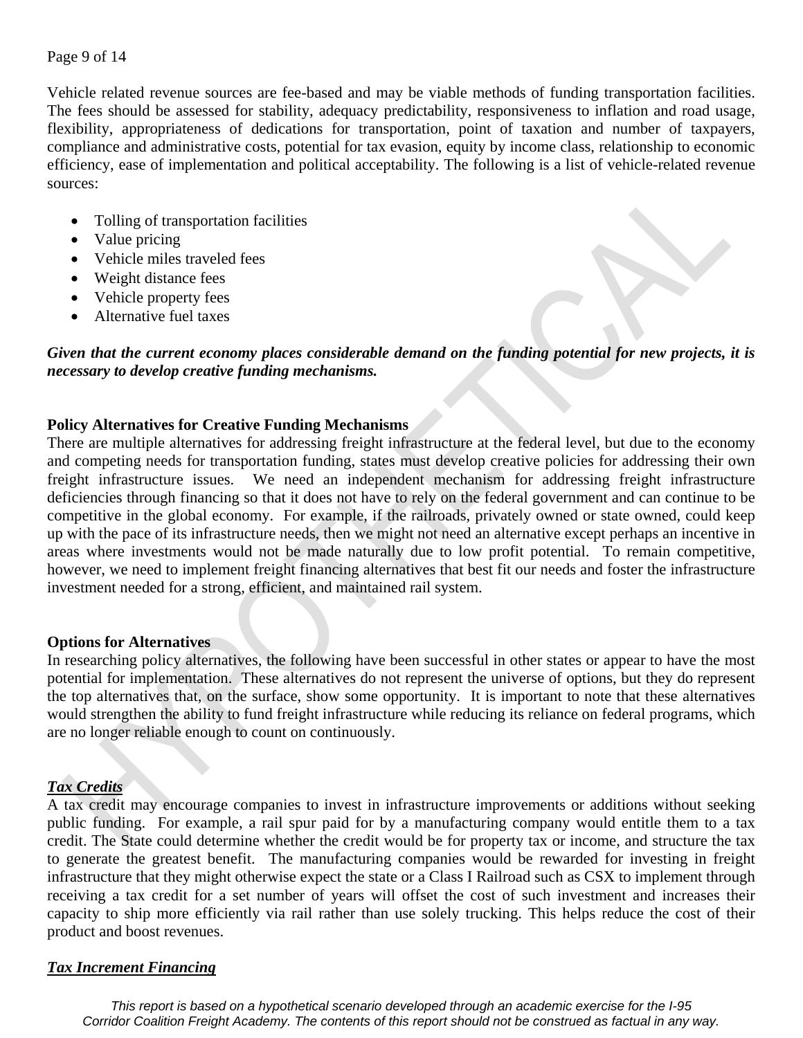Vehicle related revenue sources are fee-based and may be viable methods of funding transportation facilities. The fees should be assessed for stability, adequacy predictability, responsiveness to inflation and road usage, flexibility, appropriateness of dedications for transportation, point of taxation and number of taxpayers, compliance and administrative costs, potential for tax evasion, equity by income class, relationship to economic efficiency, ease of implementation and political acceptability. The following is a list of vehicle-related revenue sources:

- Tolling of transportation facilities
- Value pricing
- Vehicle miles traveled fees
- Weight distance fees
- Vehicle property fees
- Alternative fuel taxes

***Given that the current economy places considerable demand on the funding potential for new projects, it is necessary to develop creative funding mechanisms.***

**Policy Alternatives for Creative Funding Mechanisms**

There are multiple alternatives for addressing freight infrastructure at the federal level, but due to the economy and competing needs for transportation funding, states must develop creative policies for addressing their own freight infrastructure issues. We need an independent mechanism for addressing freight infrastructure deficiencies through financing so that it does not have to rely on the federal government and can continue to be competitive in the global economy. For example, if the railroads, privately owned or state owned, could keep up with the pace of its infrastructure needs, then we might not need an alternative except perhaps an incentive in areas where investments would not be made naturally due to low profit potential. To remain competitive, however, we need to implement freight financing alternatives that best fit our needs and foster the infrastructure investment needed for a strong, efficient, and maintained rail system.

**Options for Alternatives**

In researching policy alternatives, the following have been successful in other states or appear to have the most potential for implementation. These alternatives do not represent the universe of options, but they do represent the top alternatives that, on the surface, show some opportunity. It is important to note that these alternatives would strengthen the ability to fund freight infrastructure while reducing its reliance on federal programs, which are no longer reliable enough to count on continuously.

***Tax Credits***

A tax credit may encourage companies to invest in infrastructure improvements or additions without seeking public funding. For example, a rail spur paid for by a manufacturing company would entitle them to a tax credit. The State could determine whether the credit would be for property tax or income, and structure the tax to generate the greatest benefit. The manufacturing companies would be rewarded for investing in freight infrastructure that they might otherwise expect the state or a Class I Railroad such as CSX to implement through receiving a tax credit for a set number of years will offset the cost of such investment and increases their capacity to ship more efficiently via rail rather than use solely trucking. This helps reduce the cost of their product and boost revenues.

***Tax Increment Financing***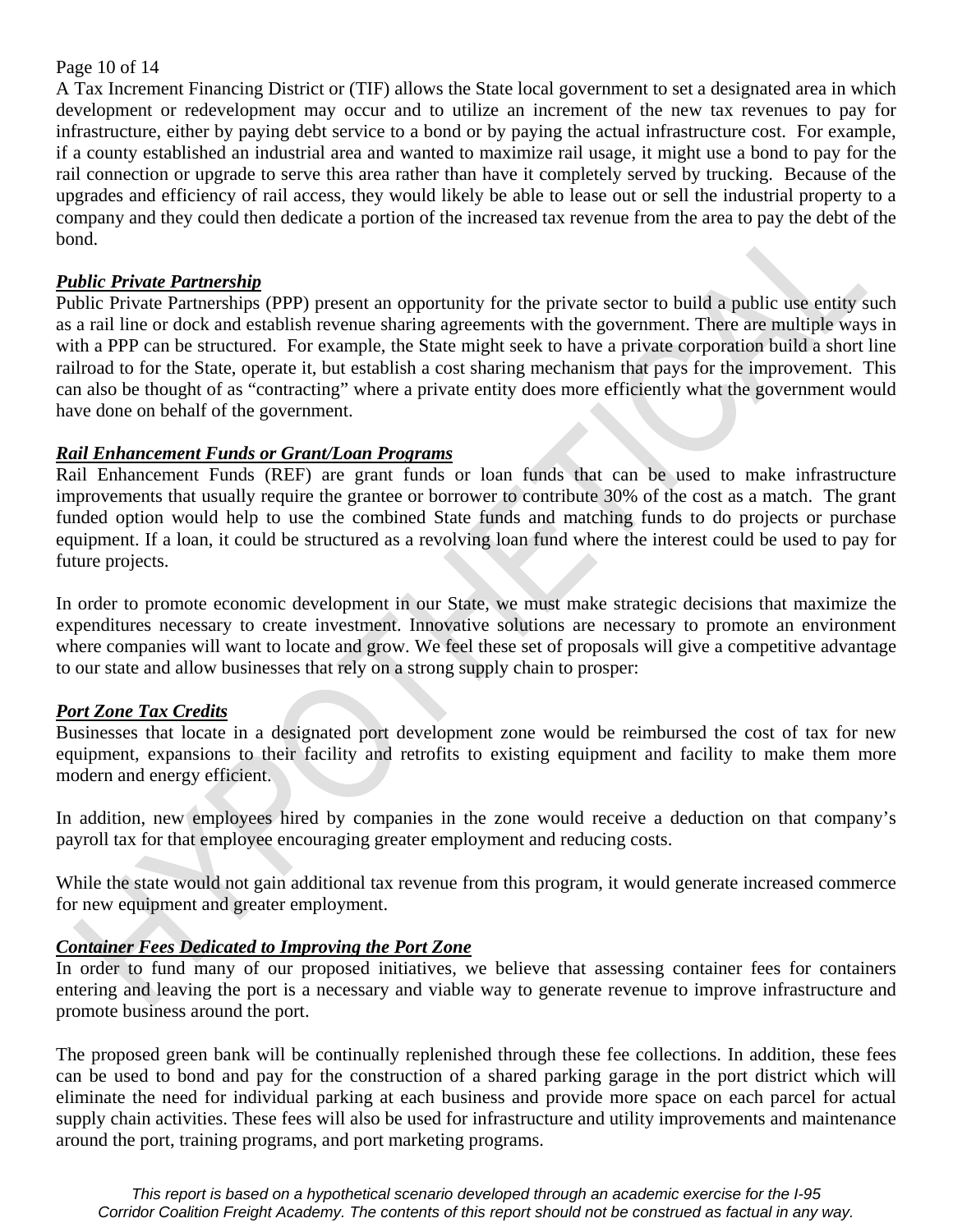A Tax Increment Financing District or (TIF) allows the State local government to set a designated area in which development or redevelopment may occur and to utilize an increment of the new tax revenues to pay for infrastructure, either by paying debt service to a bond or by paying the actual infrastructure cost. For example, if a county established an industrial area and wanted to maximize rail usage, it might use a bond to pay for the rail connection or upgrade to serve this area rather than have it completely served by trucking. Because of the upgrades and efficiency of rail access, they would likely be able to lease out or sell the industrial property to a company and they could then dedicate a portion of the increased tax revenue from the area to pay the debt of the bond.

***Public Private Partnership***

Public Private Partnerships (PPP) present an opportunity for the private sector to build a public use entity such as a rail line or dock and establish revenue sharing agreements with the government. There are multiple ways in with a PPP can be structured. For example, the State might seek to have a private corporation build a short line railroad to for the State, operate it, but establish a cost sharing mechanism that pays for the improvement. This can also be thought of as "contracting" where a private entity does more efficiently what the government would have done on behalf of the government.

***Rail Enhancement Funds or Grant/Loan Programs***

Rail Enhancement Funds (REF) are grant funds or loan funds that can be used to make infrastructure improvements that usually require the grantee or borrower to contribute 30% of the cost as a match. The grant funded option would help to use the combined State funds and matching funds to do projects or purchase equipment. If a loan, it could be structured as a revolving loan fund where the interest could be used to pay for future projects.

In order to promote economic development in our State, we must make strategic decisions that maximize the expenditures necessary to create investment. Innovative solutions are necessary to promote an environment where companies will want to locate and grow. We feel these set of proposals will give a competitive advantage to our state and allow businesses that rely on a strong supply chain to prosper:

***Port Zone Tax Credits***

Businesses that locate in a designated port development zone would be reimbursed the cost of tax for new equipment, expansions to their facility and retrofits to existing equipment and facility to make them more modern and energy efficient.

In addition, new employees hired by companies in the zone would receive a deduction on that company's payroll tax for that employee encouraging greater employment and reducing costs.

While the state would not gain additional tax revenue from this program, it would generate increased commerce for new equipment and greater employment.

***Container Fees Dedicated to Improving the Port Zone***

In order to fund many of our proposed initiatives, we believe that assessing container fees for containers entering and leaving the port is a necessary and viable way to generate revenue to improve infrastructure and promote business around the port.

The proposed green bank will be continually replenished through these fee collections. In addition, these fees can be used to bond and pay for the construction of a shared parking garage in the port district which will eliminate the need for individual parking at each business and provide more space on each parcel for actual supply chain activities. These fees will also be used for infrastructure and utility improvements and maintenance around the port, training programs, and port marketing programs.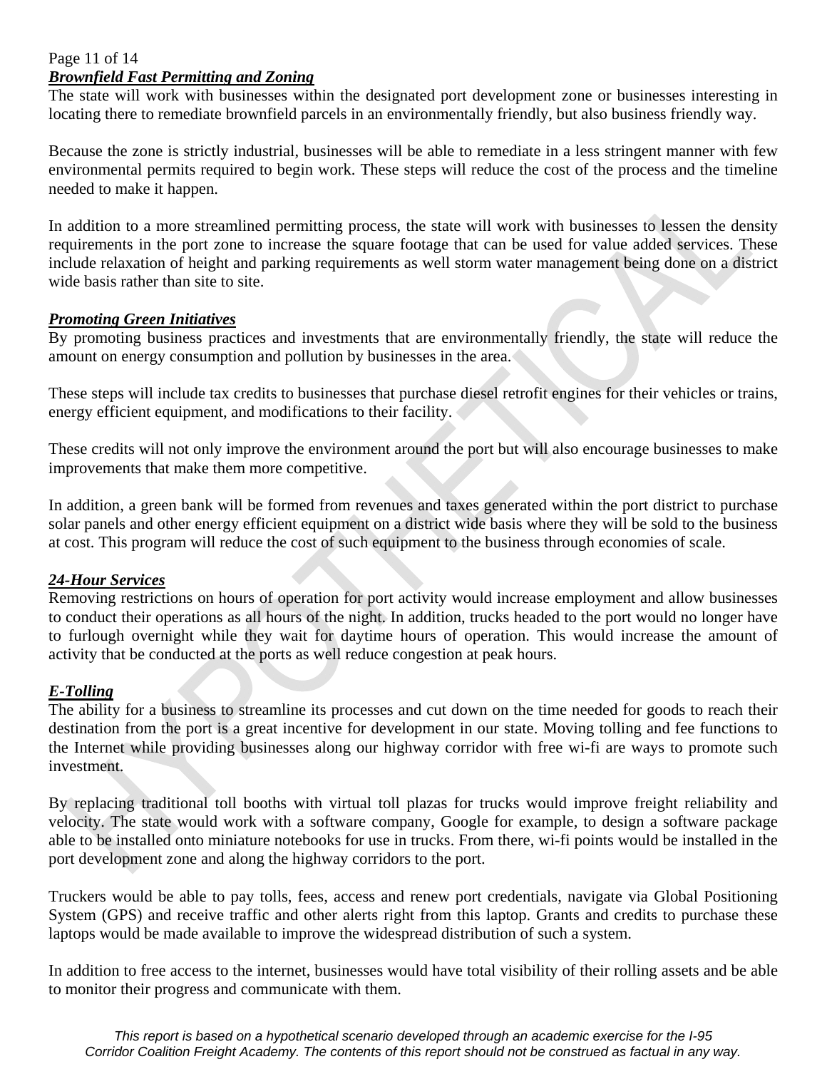### ***Brownfield Fast Permitting and Zoning***

The state will work with businesses within the designated port development zone or businesses interesting in locating there to remediate brownfield parcels in an environmentally friendly, but also business friendly way.

Because the zone is strictly industrial, businesses will be able to remediate in a less stringent manner with few environmental permits required to begin work. These steps will reduce the cost of the process and the timeline needed to make it happen.

In addition to a more streamlined permitting process, the state will work with businesses to lessen the density requirements in the port zone to increase the square footage that can be used for value added services. These include relaxation of height and parking requirements as well storm water management being done on a district wide basis rather than site to site.

### ***Promoting Green Initiatives***

By promoting business practices and investments that are environmentally friendly, the state will reduce the amount on energy consumption and pollution by businesses in the area.

These steps will include tax credits to businesses that purchase diesel retrofit engines for their vehicles or trains, energy efficient equipment, and modifications to their facility.

These credits will not only improve the environment around the port but will also encourage businesses to make improvements that make them more competitive.

In addition, a green bank will be formed from revenues and taxes generated within the port district to purchase solar panels and other energy efficient equipment on a district wide basis where they will be sold to the business at cost. This program will reduce the cost of such equipment to the business through economies of scale.

### ***24-Hour Services***

Removing restrictions on hours of operation for port activity would increase employment and allow businesses to conduct their operations as all hours of the night. In addition, trucks headed to the port would no longer have to furlough overnight while they wait for daytime hours of operation. This would increase the amount of activity that be conducted at the ports as well reduce congestion at peak hours.

### ***E-Tolling***

The ability for a business to streamline its processes and cut down on the time needed for goods to reach their destination from the port is a great incentive for development in our state. Moving tolling and fee functions to the Internet while providing businesses along our highway corridor with free wi-fi are ways to promote such investment.

By replacing traditional toll booths with virtual toll plazas for trucks would improve freight reliability and velocity. The state would work with a software company, Google for example, to design a software package able to be installed onto miniature notebooks for use in trucks. From there, wi-fi points would be installed in the port development zone and along the highway corridors to the port.

Truckers would be able to pay tolls, fees, access and renew port credentials, navigate via Global Positioning System (GPS) and receive traffic and other alerts right from this laptop. Grants and credits to purchase these laptops would be made available to improve the widespread distribution of such a system.

In addition to free access to the internet, businesses would have total visibility of their rolling assets and be able to monitor their progress and communicate with them.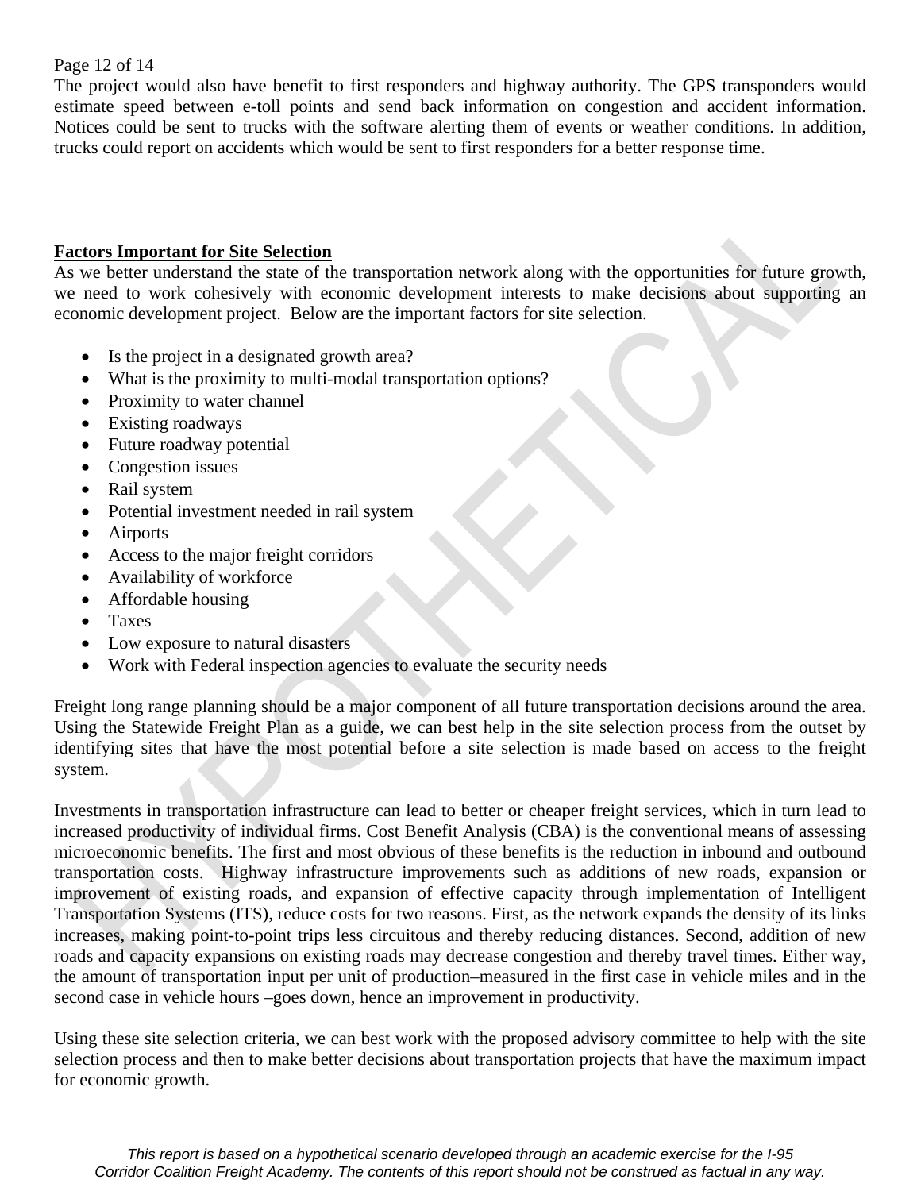The project would also have benefit to first responders and highway authority. The GPS transponders would estimate speed between e-toll points and send back information on congestion and accident information. Notices could be sent to trucks with the software alerting them of events or weather conditions. In addition, trucks could report on accidents which would be sent to first responders for a better response time.

**Factors Important for Site Selection**

As we better understand the state of the transportation network along with the opportunities for future growth, we need to work cohesively with economic development interests to make decisions about supporting an economic development project. Below are the important factors for site selection.

- Is the project in a designated growth area?
- What is the proximity to multi-modal transportation options?
- Proximity to water channel
- Existing roadways
- Future roadway potential
- Congestion issues
- Rail system
- Potential investment needed in rail system
- Airports
- Access to the major freight corridors
- Availability of workforce
- Affordable housing
- Taxes
- Low exposure to natural disasters
- Work with Federal inspection agencies to evaluate the security needs

Freight long range planning should be a major component of all future transportation decisions around the area. Using the Statewide Freight Plan as a guide, we can best help in the site selection process from the outset by identifying sites that have the most potential before a site selection is made based on access to the freight system.

Investments in transportation infrastructure can lead to better or cheaper freight services, which in turn lead to increased productivity of individual firms. Cost Benefit Analysis (CBA) is the conventional means of assessing microeconomic benefits. The first and most obvious of these benefits is the reduction in inbound and outbound transportation costs. Highway infrastructure improvements such as additions of new roads, expansion or improvement of existing roads, and expansion of effective capacity through implementation of Intelligent Transportation Systems (ITS), reduce costs for two reasons. First, as the network expands the density of its links increases, making point-to-point trips less circuitous and thereby reducing distances. Second, addition of new roads and capacity expansions on existing roads may decrease congestion and thereby travel times. Either way, the amount of transportation input per unit of production–measured in the first case in vehicle miles and in the second case in vehicle hours –goes down, hence an improvement in productivity.

Using these site selection criteria, we can best work with the proposed advisory committee to help with the site selection process and then to make better decisions about transportation projects that have the maximum impact for economic growth.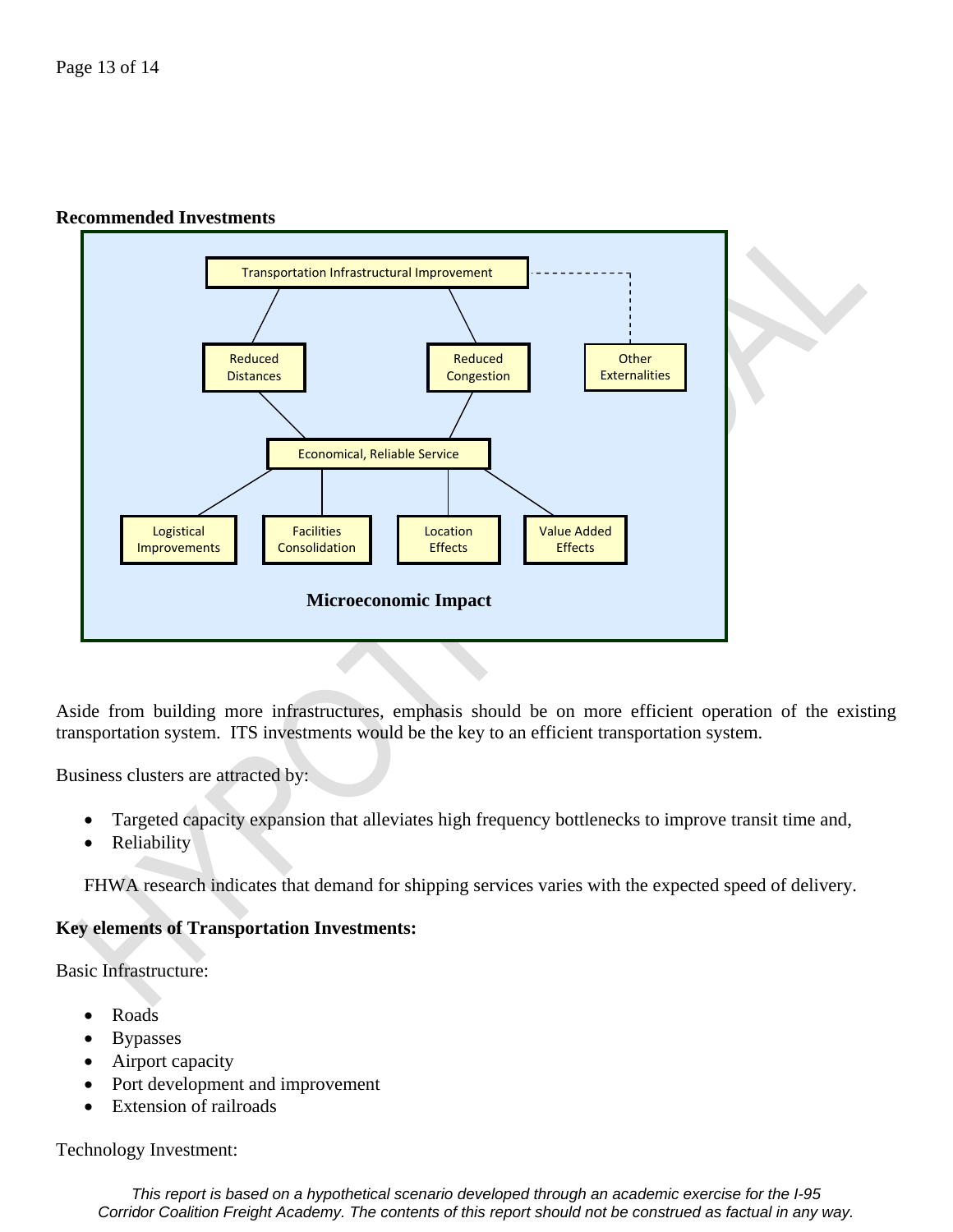**Recommended Investments**

Transportation Infrastructural Improvement

Reduced Distances

Reduced Congestion

Other Externalities

Economical, Reliable Service

Logistical Improvements

Facilities Consolidation

Location Effects

Value Added Effects

**Microeconomic Impact**

Aside from building more infrastructures, emphasis should be on more efficient operation of the existing transportation system. ITS investments would be the key to an efficient transportation system.

Business clusters are attracted by:

- Targeted capacity expansion that alleviates high frequency bottlenecks to improve transit time and,
- Reliability

FHWA research indicates that demand for shipping services varies with the expected speed of delivery.

**Key elements of Transportation Investments:**

Basic Infrastructure:

- Roads
- Bypasses
- Airport capacity
- Port development and improvement
- Extension of railroads

Technology Investment: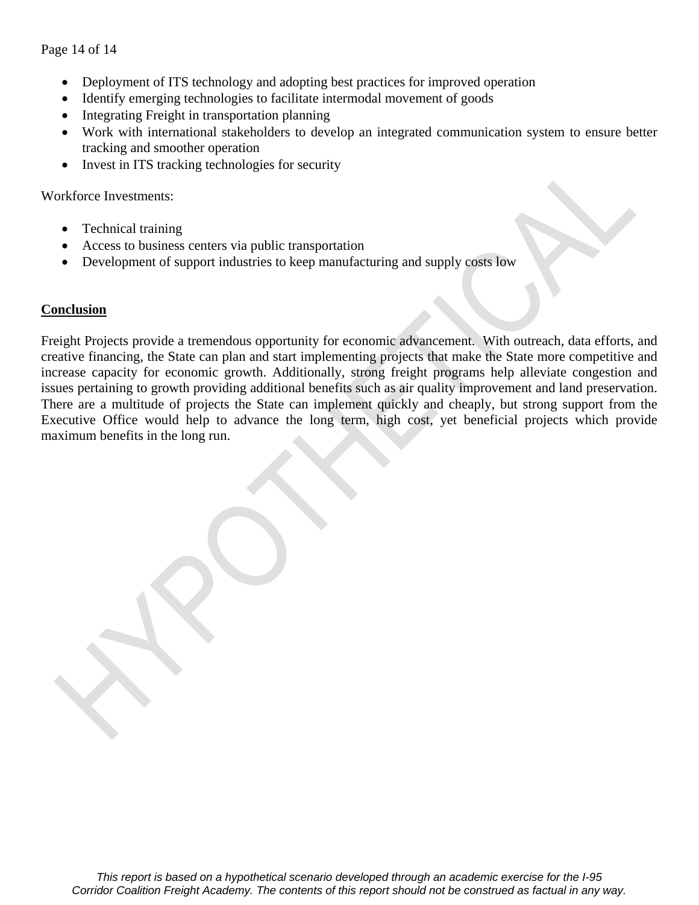- Deployment of ITS technology and adopting best practices for improved operation
- Identify emerging technologies to facilitate intermodal movement of goods
- Integrating Freight in transportation planning
- Work with international stakeholders to develop an integrated communication system to ensure better tracking and smoother operation
- Invest in ITS tracking technologies for security

Workforce Investments:

- Technical training
- Access to business centers via public transportation
- Development of support industries to keep manufacturing and supply costs low

## Conclusion

Freight Projects provide a tremendous opportunity for economic advancement. With outreach, data efforts, and creative financing, the State can plan and start implementing projects that make the State more competitive and increase capacity for economic growth. Additionally, strong freight programs help alleviate congestion and issues pertaining to growth providing additional benefits such as air quality improvement and land preservation. There are a multitude of projects the State can implement quickly and cheaply, but strong support from the Executive Office would help to advance the long term, high cost, yet beneficial projects which provide maximum benefits in the long run.

*This report is based on a hypothetical scenario developed through an academic exercise for the I-95 Corridor Coalition Freight Academy. The contents of this report should not be construed as factual in any way.*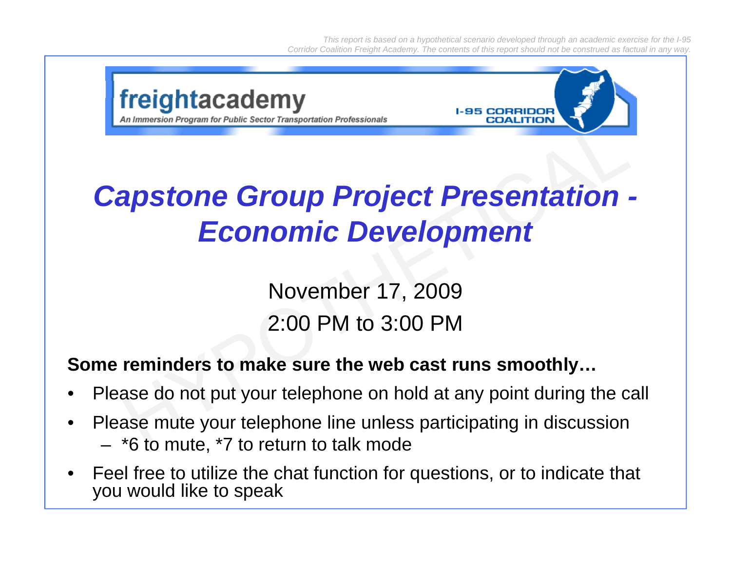*This report is based on a hypothetical scenario developed through an academic exercise for the I-95 Corridor Coalition Freight Academy. The contents of this report should not be construed as factual in any way.*

freightacademy

*An Immersion Program for Public Sector Transportation Professionals*

I-95 CORRIDOR COALITION

# *Capstone Group Project Presentation - Economic Development*

November 17, 2009

2:00 PM to 3:00 PM

**Some reminders to make sure the web cast runs smoothly…**

- Please do not put your telephone on hold at any point during the call
- Please mute your telephone line unless participating in discussion
  - *6 to mute, *7 to return to talk mode
- Feel free to utilize the chat function for questions, or to indicate that you would like to speak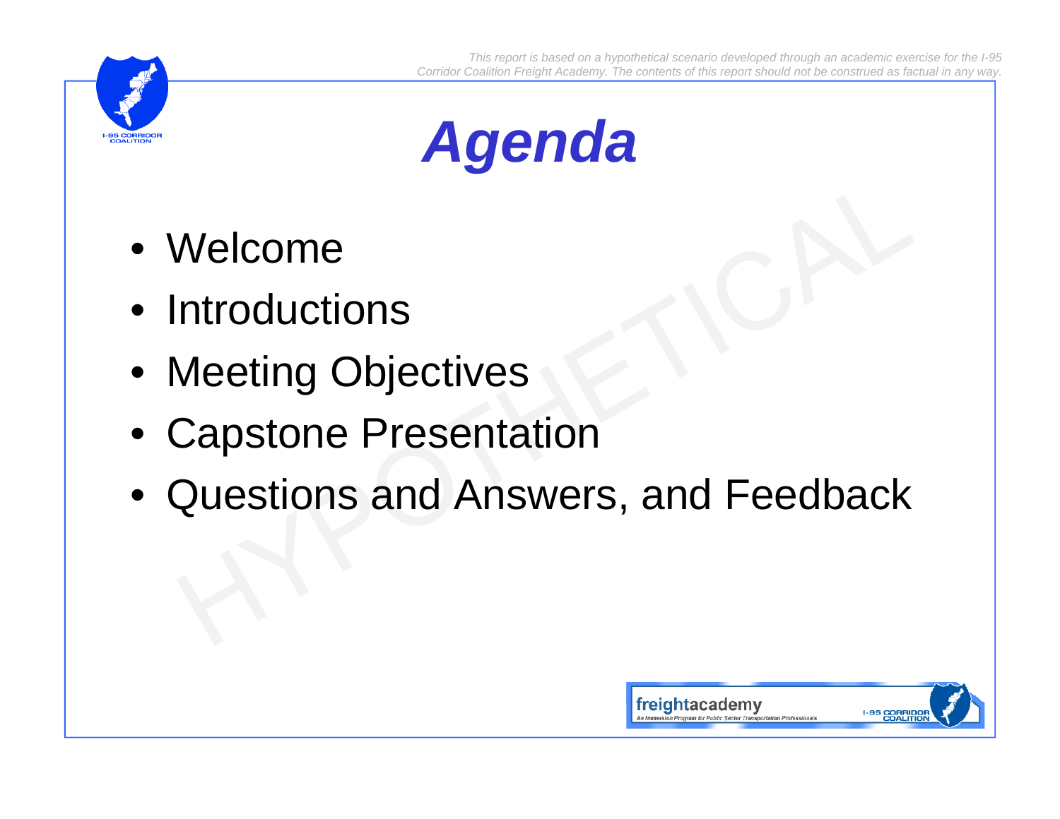*This report is based on a hypothetical scenario developed through an academic exercise for the I-95 Corridor Coalition Freight Academy. The contents of this report should not be construed as factual in any way.*

# *Agenda*

- Welcome
- Introductions
- Meeting Objectives
- Capstone Presentation
- Questions and Answers, and Feedback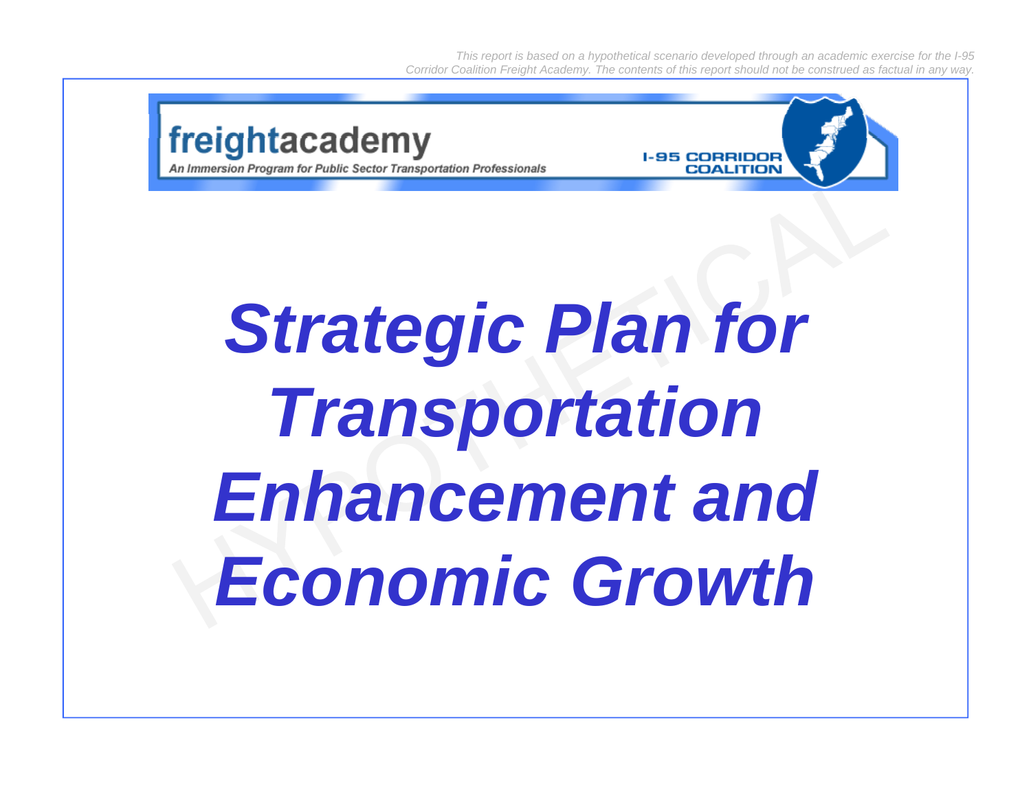This report is based on a hypothetical scenario developed through an academic exercise for the I-95 Corridor Coalition Freight Academy. The contents of this report should not be construed as factual in any way.

freightacademy

An Immersion Program for Public Sector Transportation Professionals

I-95 CORRIDOR COALITION

# *Strategic Plan for Transportation Enhancement and Economic Growth*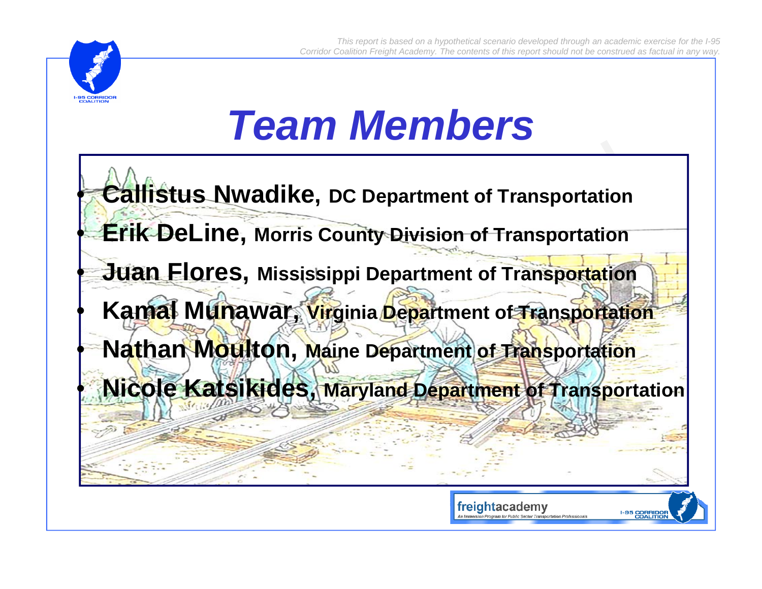*This report is based on a hypothetical scenario developed through an academic exercise for the I-95 Corridor Coalition Freight Academy. The contents of this report should not be construed as factual in any way.*

# Team Members

- **Callistus Nwadike, DC Department of Transportation**
- **Erik DeLine, Morris County Division of Transportation**
- **Juan Flores, Mississippi Department of Transportation**
- **Kamal Munawar, Virginia Department of Transportation**
- **Nathan Moulton, Maine Department of Transportation**
- **Nicole Katsikides, Maryland Department of Transportation**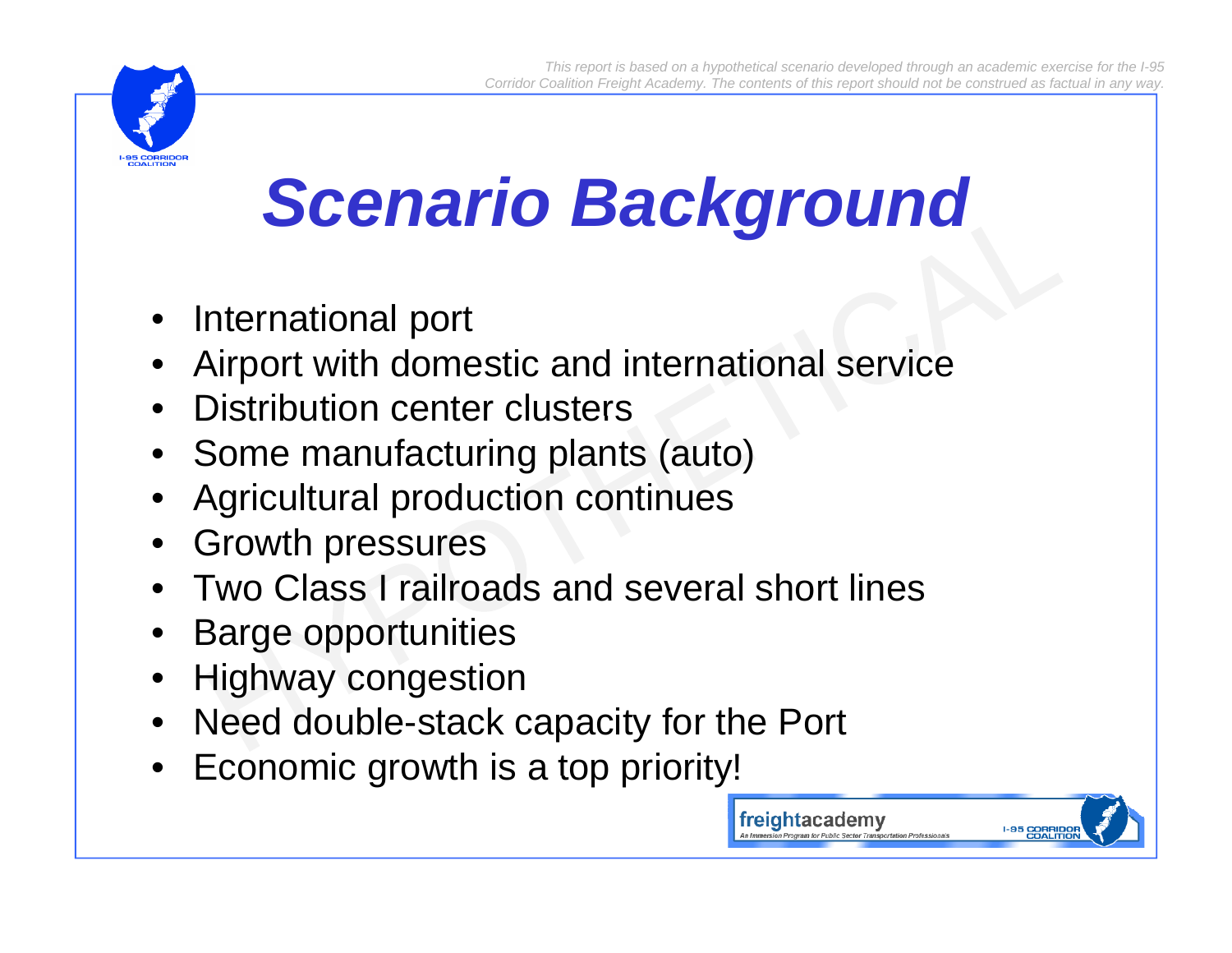# Scenario Background

- International port
- Airport with domestic and international service
- Distribution center clusters
- Some manufacturing plants (auto)
- Agricultural production continues
- Growth pressures
- Two Class I railroads and several short lines
- Barge opportunities
- Highway congestion
- Need double-stack capacity for the Port
- Economic growth is a top priority!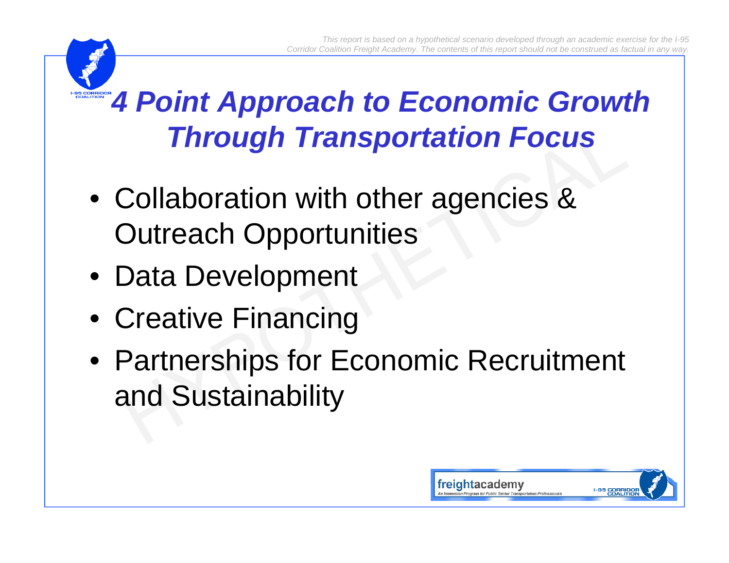# 4 Point Approach to Economic Growth Through Transportation Focus

- Collaboration with other agencies & Outreach Opportunities
- Data Development
- Creative Financing
- Partnerships for Economic Recruitment and Sustainability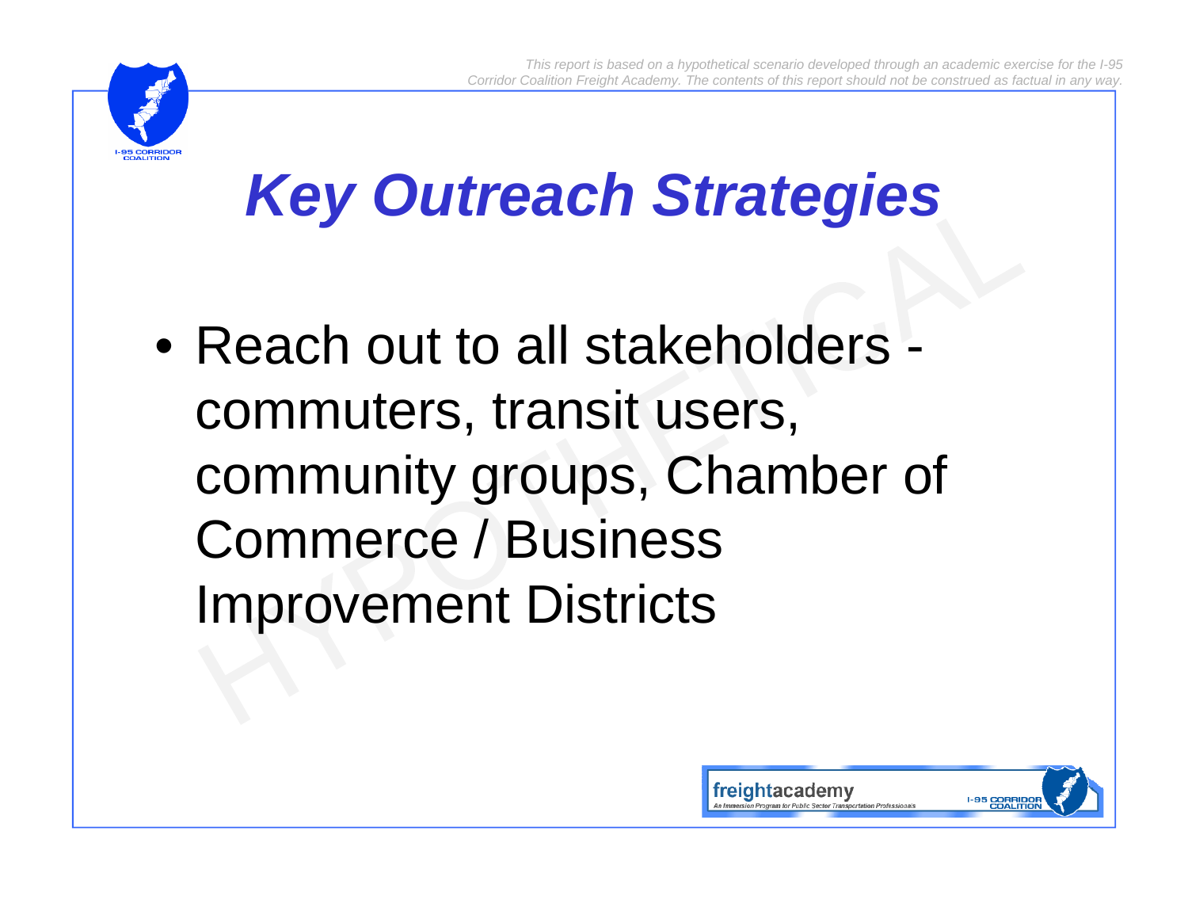# Key Outreach Strategies

- Reach out to all stakeholders - commuters, transit users, community groups, Chamber of Commerce / Business Improvement Districts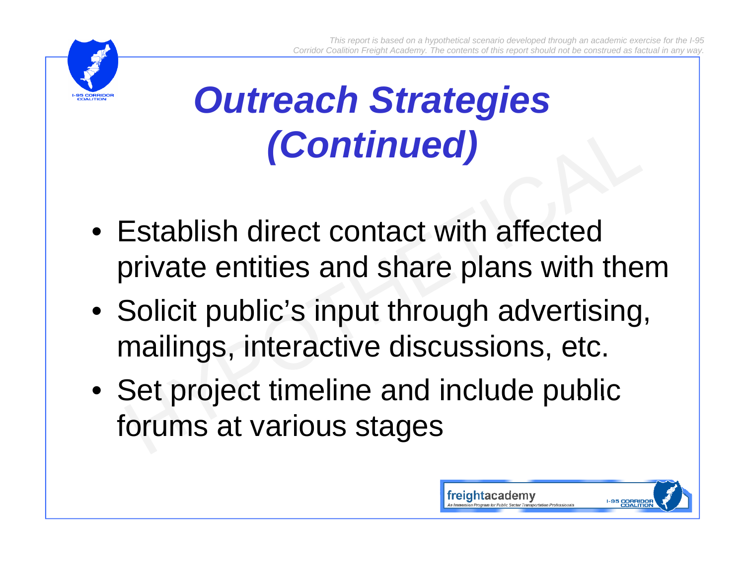# *Outreach Strategies (Continued)*

- Establish direct contact with affected private entities and share plans with them
- Solicit public's input through advertising, mailings, interactive discussions, etc.
- Set project timeline and include public forums at various stages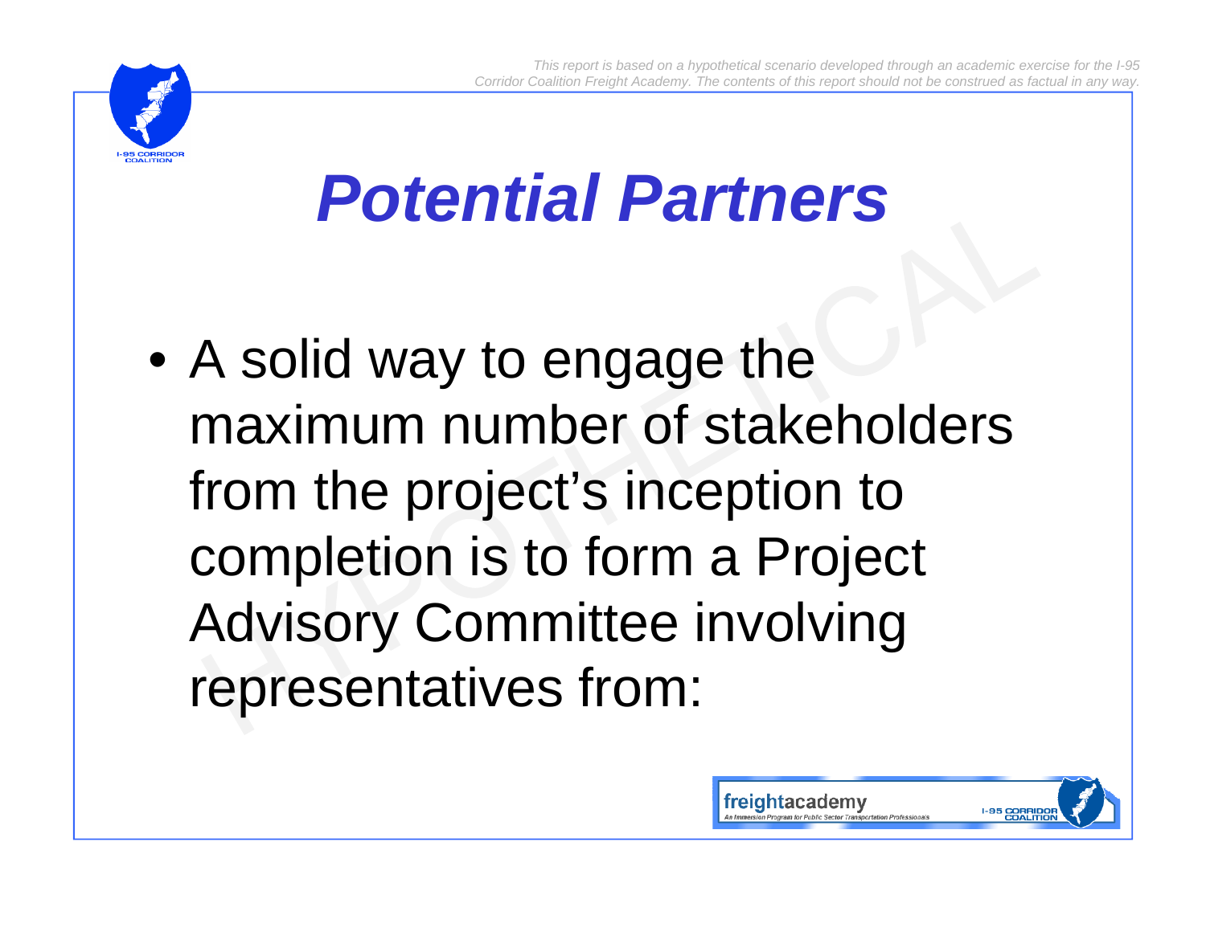# Potential Partners

- A solid way to engage the maximum number of stakeholders from the project's inception to completion is to form a Project Advisory Committee involving representatives from: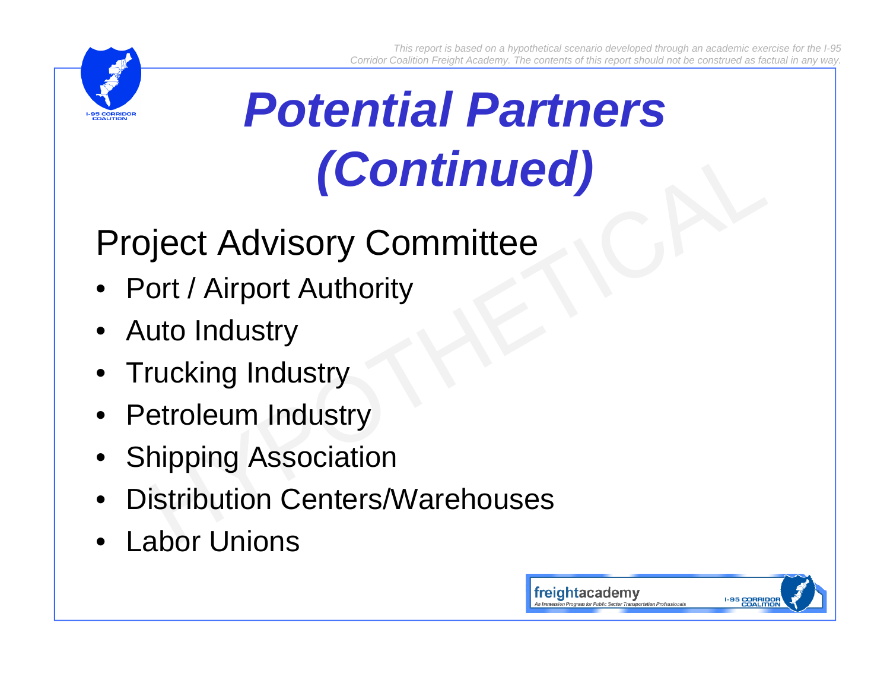This report is based on a hypothetical scenario developed through an academic exercise for the I-95 Corridor Coalition Freight Academy. The contents of this report should not be construed as factual in any way.

# *Potential Partners (Continued)*

## Project Advisory Committee

- Port / Airport Authority
- Auto Industry
- Trucking Industry
- Petroleum Industry
- Shipping Association
- Distribution Centers/Warehouses
- Labor Unions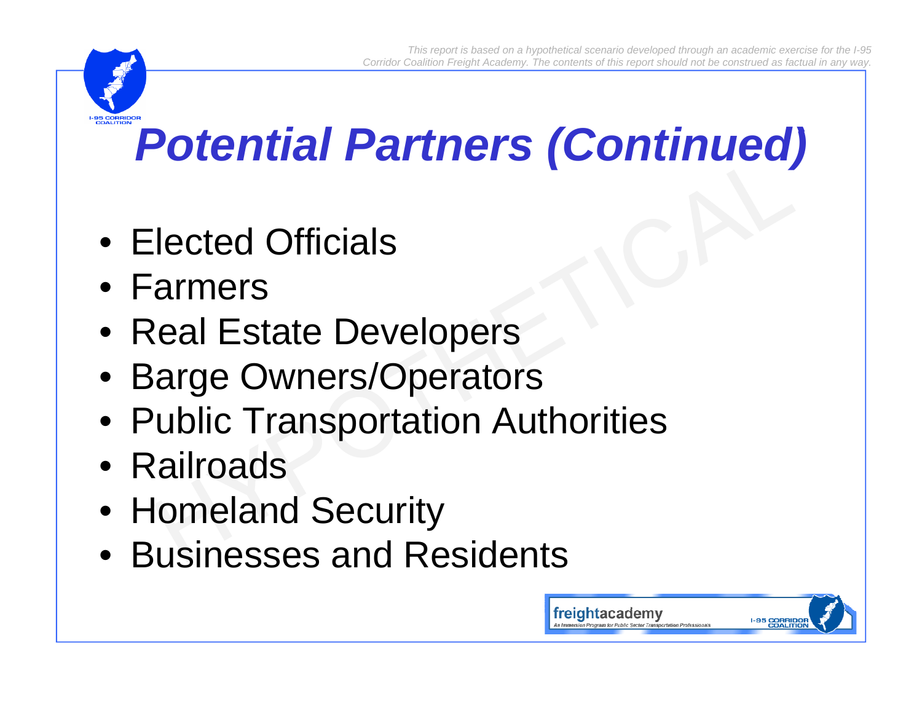# *Potential Partners (Continued)*

- Elected Officials
- Farmers
- Real Estate Developers
- Barge Owners/Operators
- Public Transportation Authorities
- Railroads
- Homeland Security
- Businesses and Residents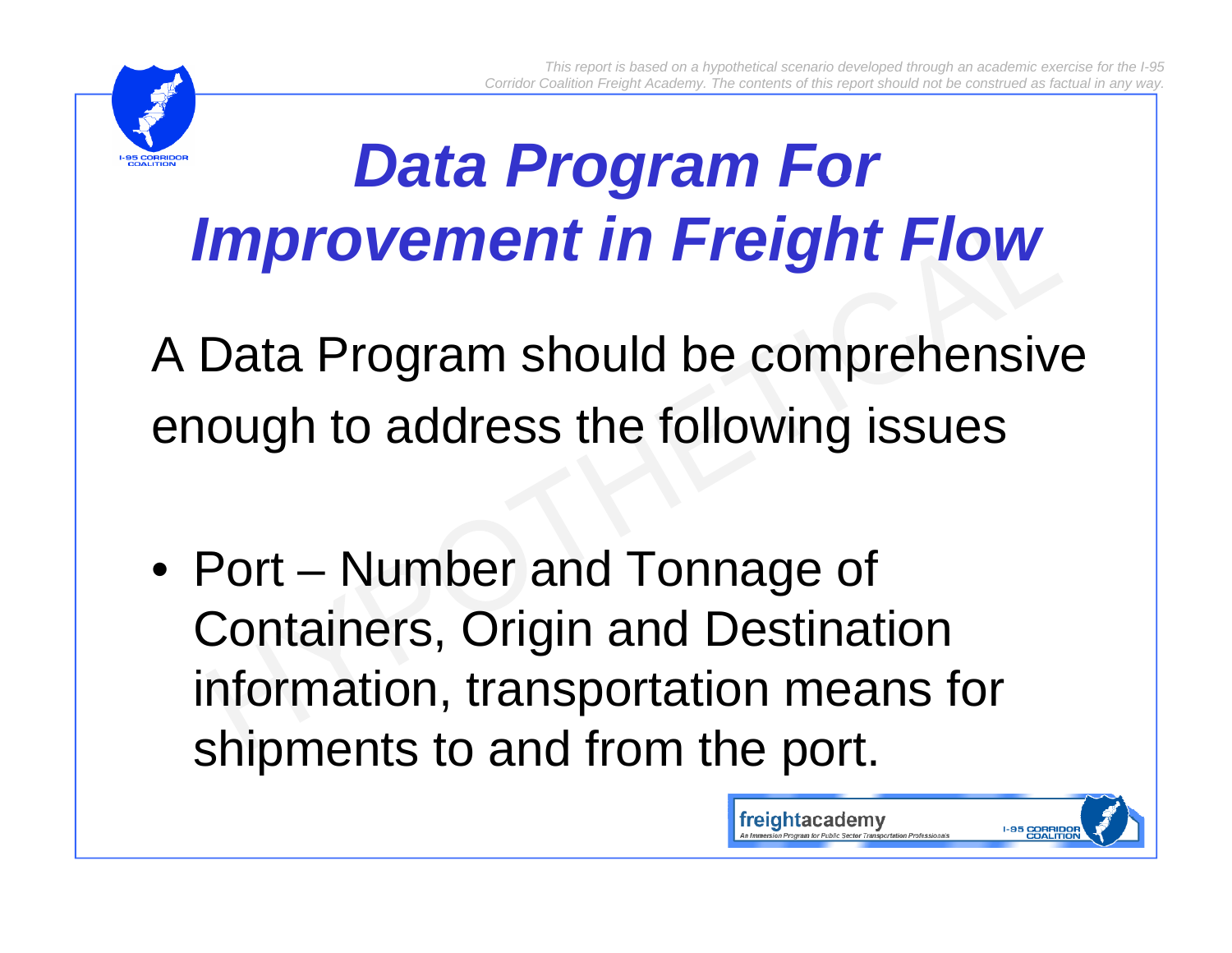# *Data Program For Improvement in Freight Flow*

A Data Program should be comprehensive enough to address the following issues

- Port – Number and Tonnage of Containers, Origin and Destination information, transportation means for shipments to and from the port.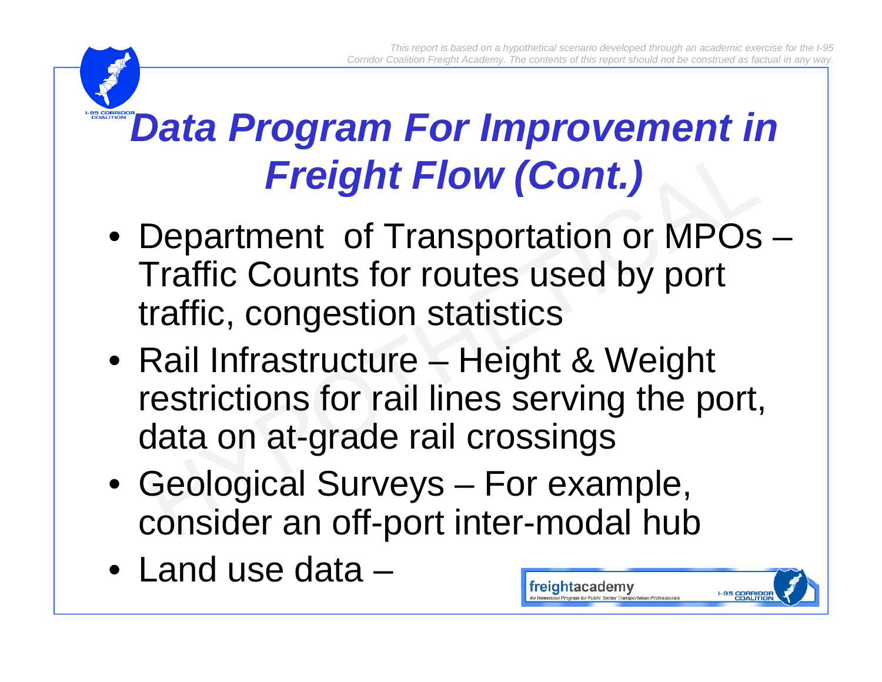# Data Program For Improvement in Freight Flow (Cont.)

- Department of Transportation or MPOs – Traffic Counts for routes used by port traffic, congestion statistics
- Rail Infrastructure – Height & Weight restrictions for rail lines serving the port, data on at-grade rail crossings
- Geological Surveys – For example, consider an off-port inter-modal hub
- Land use data –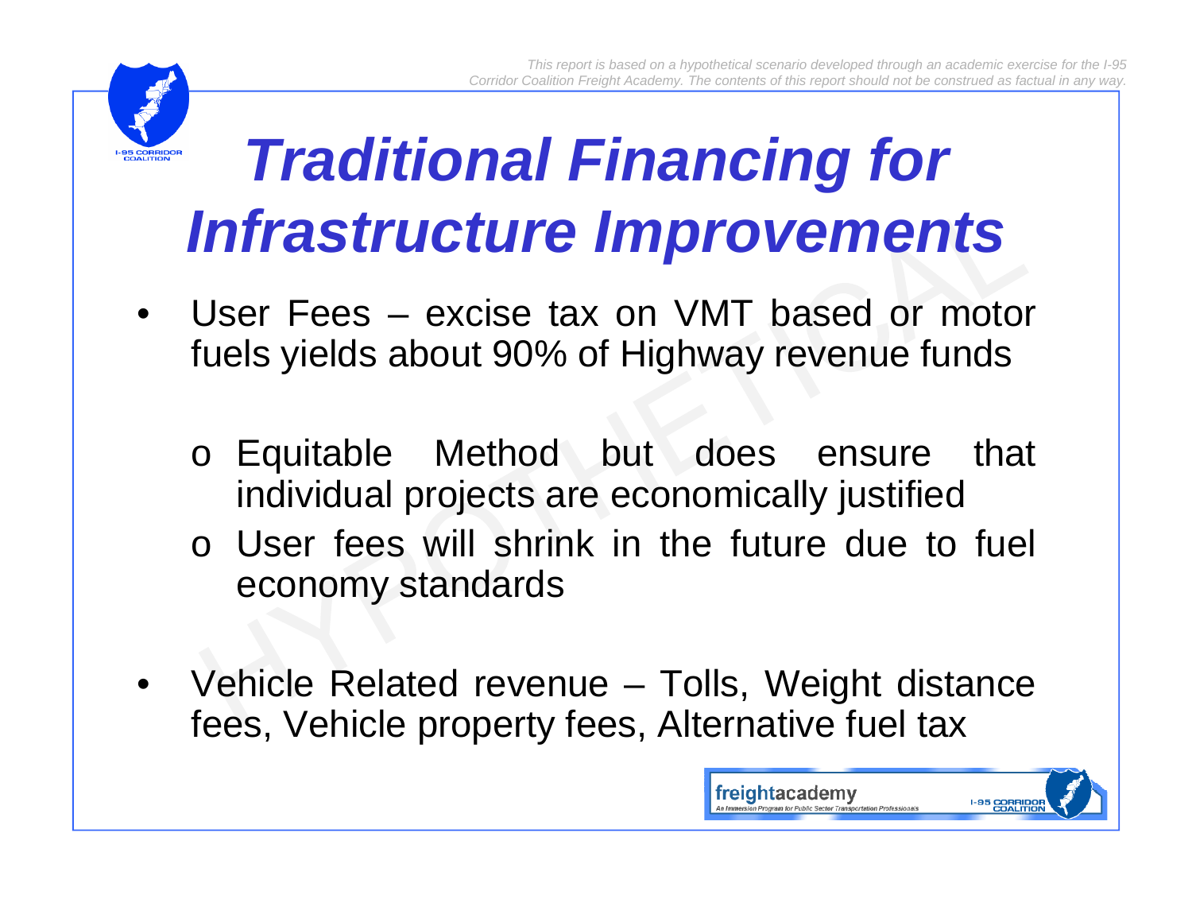*This report is based on a hypothetical scenario developed through an academic exercise for the I-95 Corridor Coalition Freight Academy. The contents of this report should not be construed as factual in any way.*

# *Traditional Financing for Infrastructure Improvements*

- User Fees – excise tax on VMT based or motor fuels yields about 90% of Highway revenue funds
  - Equitable Method but does ensure that individual projects are economically justified
  - User fees will shrink in the future due to fuel economy standards
- Vehicle Related revenue – Tolls, Weight distance fees, Vehicle property fees, Alternative fuel tax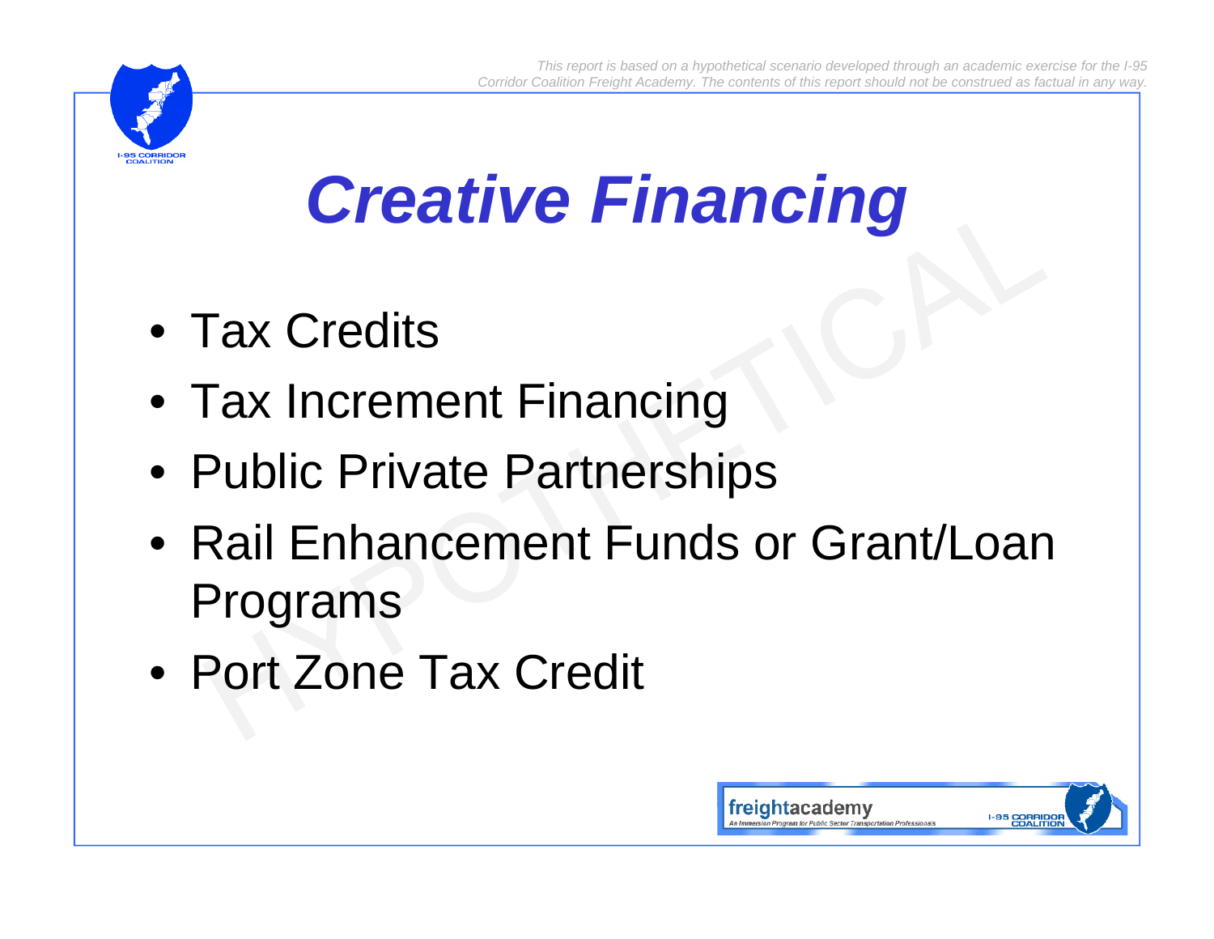# *Creative Financing*

- Tax Credits
- Tax Increment Financing
- Public Private Partnerships
- Rail Enhancement Funds or Grant/Loan Programs
- Port Zone Tax Credit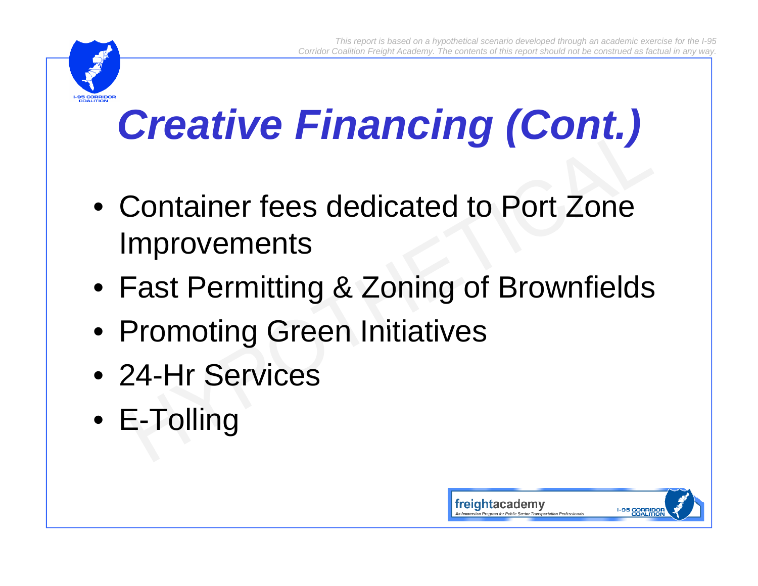# *Creative Financing (Cont.)*

- Container fees dedicated to Port Zone Improvements
- Fast Permitting & Zoning of Brownfields
- Promoting Green Initiatives
- 24-Hr Services
- E-Tolling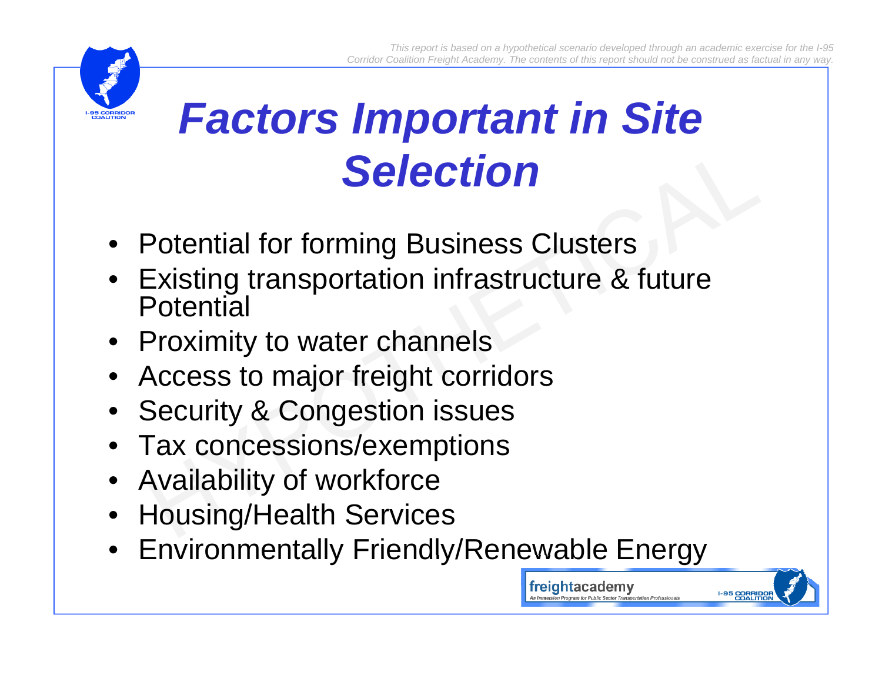# Factors Important in Site Selection

- Potential for forming Business Clusters
- Existing transportation infrastructure & future Potential
- Proximity to water channels
- Access to major freight corridors
- Security & Congestion issues
- Tax concessions/exemptions
- Availability of workforce
- Housing/Health Services
- Environmentally Friendly/Renewable Energy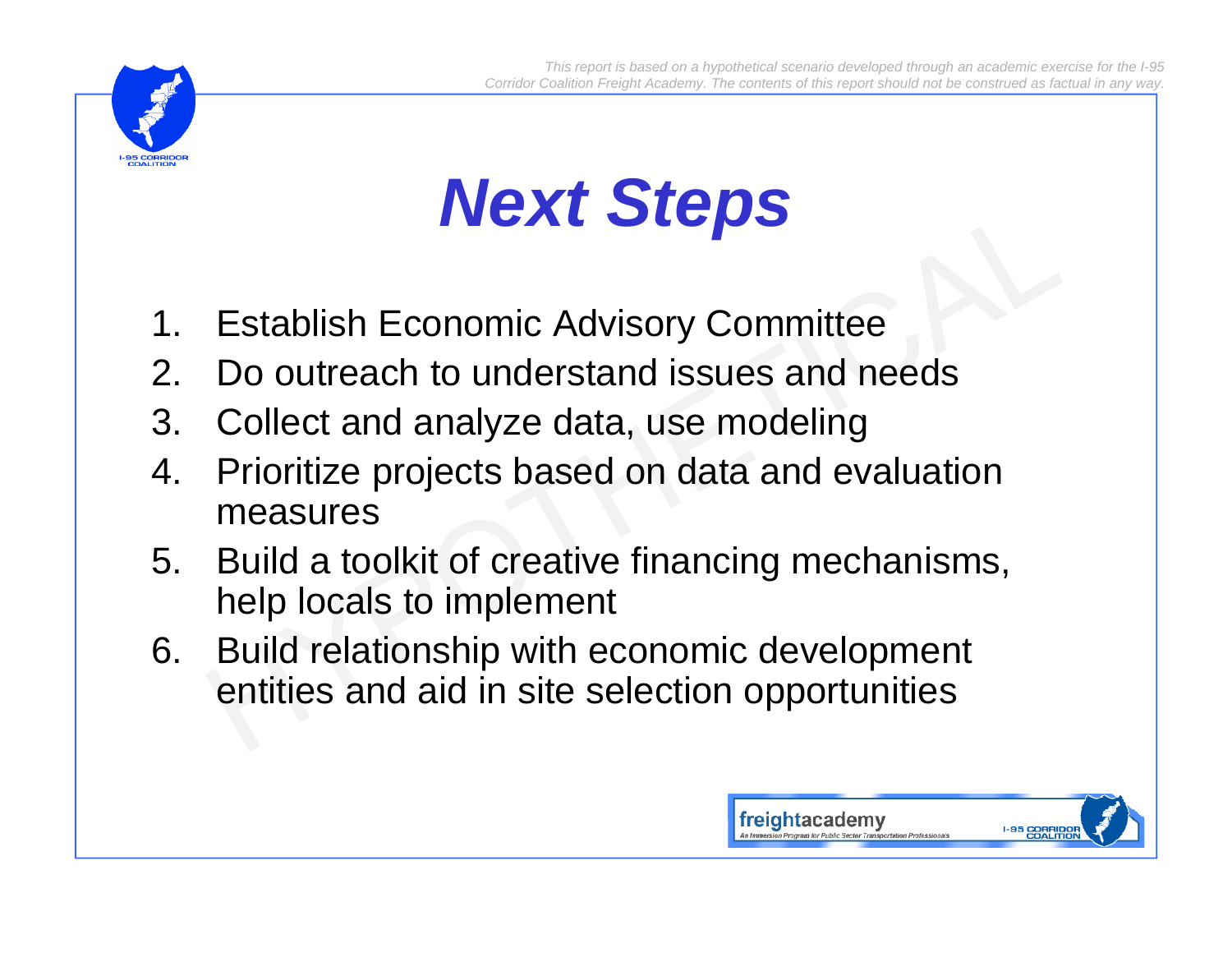*This report is based on a hypothetical scenario developed through an academic exercise for the I-95 Corridor Coalition Freight Academy. The contents of this report should not be construed as factual in any way.*

# *Next Steps*

1. Establish Economic Advisory Committee
2. Do outreach to understand issues and needs
3. Collect and analyze data, use modeling
4. Prioritize projects based on data and evaluation measures
5. Build a toolkit of creative financing mechanisms, help locals to implement
6. Build relationship with economic development entities and aid in site selection opportunities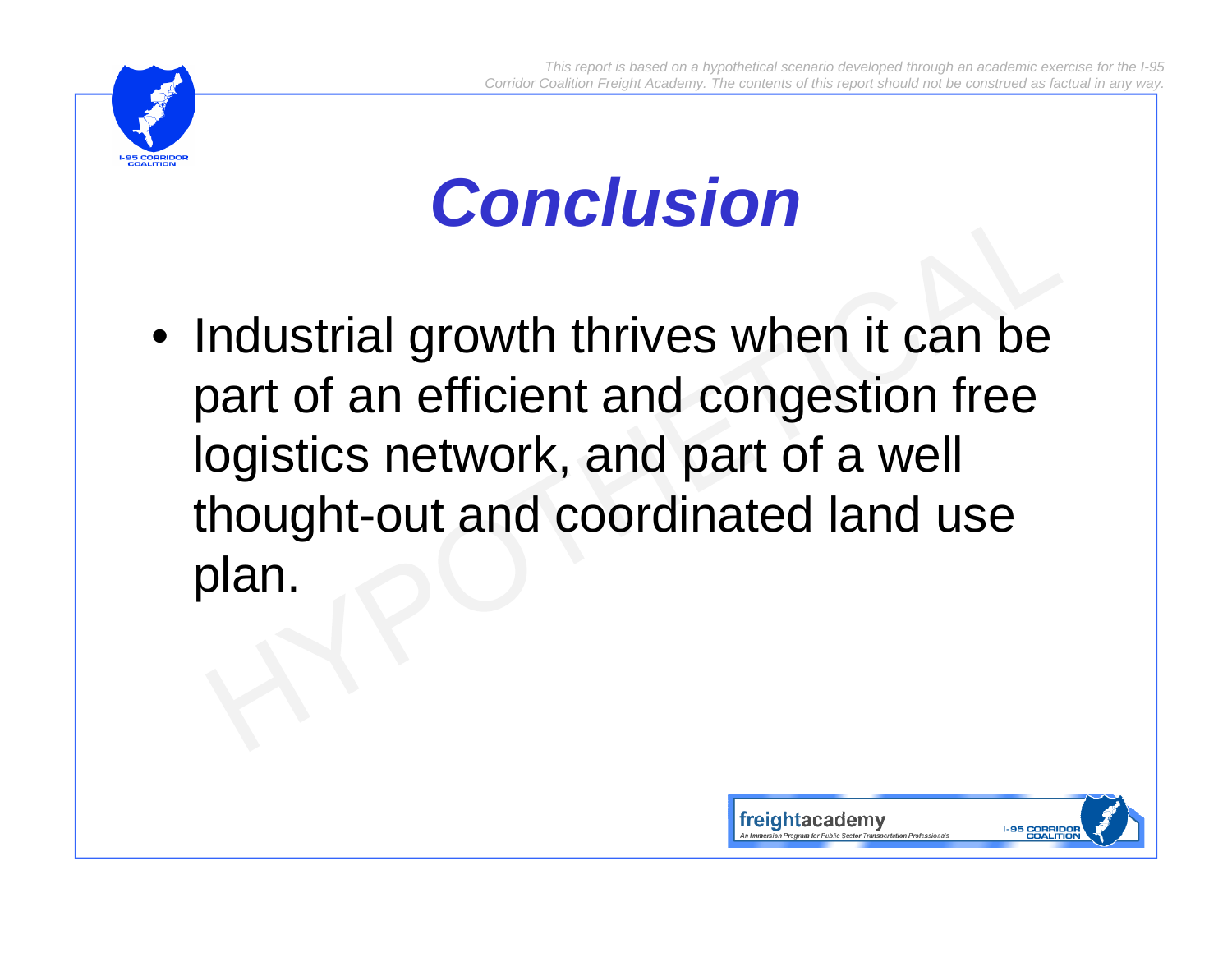# Conclusion

- Industrial growth thrives when it can be part of an efficient and congestion free logistics network, and part of a well thought-out and coordinated land use plan.